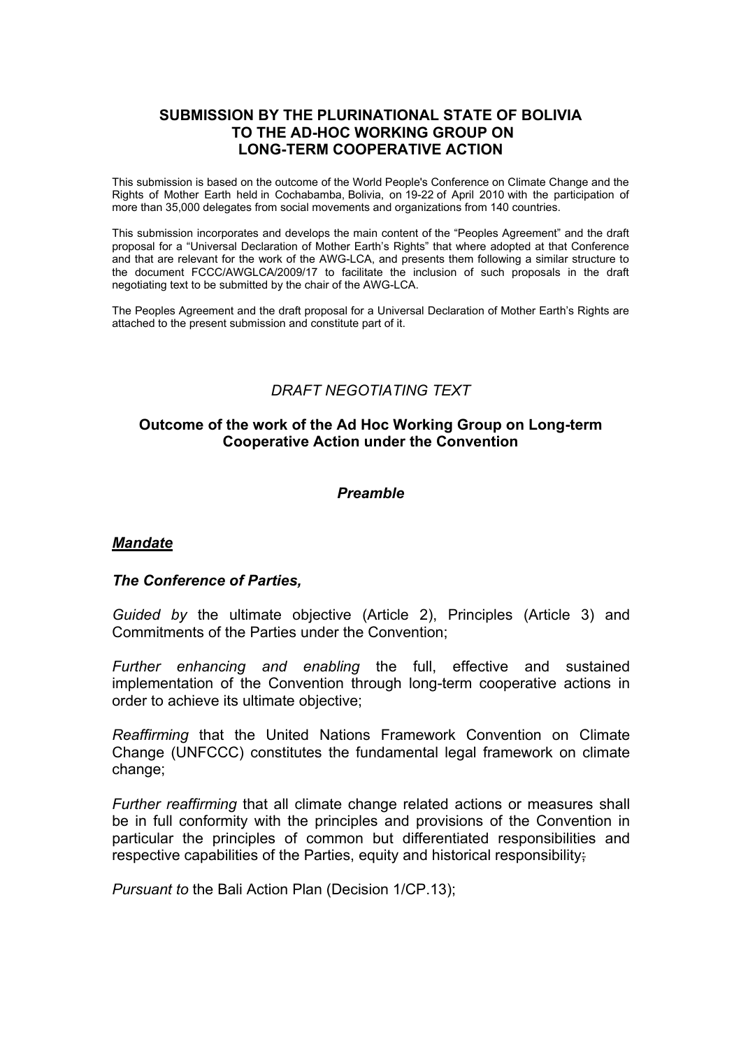# SUBMISSION BY THE PLURINATIONAL STATE OF BOLIVIA TO THE AD-HOC WORKING GROUP ON LONG-TERM COOPERATIVE ACTION

This submission is based on the outcome of the World People's Conference on Climate Change and the Rights of Mother Earth held in Cochabamba, Bolivia, on 19-22 of April 2010 with the participation of more than 35,000 delegates from social movements and organizations from 140 countries.

This submission incorporates and develops the main content of the "Peoples Agreement" and the draft proposal for a "Universal Declaration of Mother Earth's Rights" that where adopted at that Conference and that are relevant for the work of the AWG-LCA, and presents them following a similar structure to the document FCCC/AWGLCA/2009/17 to facilitate the inclusion of such proposals in the draft negotiating text to be submitted by the chair of the AWG-LCA.

The Peoples Agreement and the draft proposal for a Universal Declaration of Mother Earth's Rights are attached to the present submission and constitute part of it.

## *DRAFT NEGOTIATING TEXT*

## Outcome of the work of the Ad Hoc Working Group on Long-term Cooperative Action under the Convention

### *Preamble*

***Mandate***

***The Conference of Parties,***

*Guided by* the ultimate objective (Article 2), Principles (Article 3) and Commitments of the Parties under the Convention;

*Further enhancing and enabling* the full, effective and sustained implementation of the Convention through long-term cooperative actions in order to achieve its ultimate objective;

*Reaffirming* that the United Nations Framework Convention on Climate Change (UNFCCC) constitutes the fundamental legal framework on climate change;

*Further reaffirming* that all climate change related actions or measures shall be in full conformity with the principles and provisions of the Convention in particular the principles of common but differentiated responsibilities and respective capabilities of the Parties, equity and historical responsibility;

*Pursuant to* the Bali Action Plan (Decision 1/CP.13);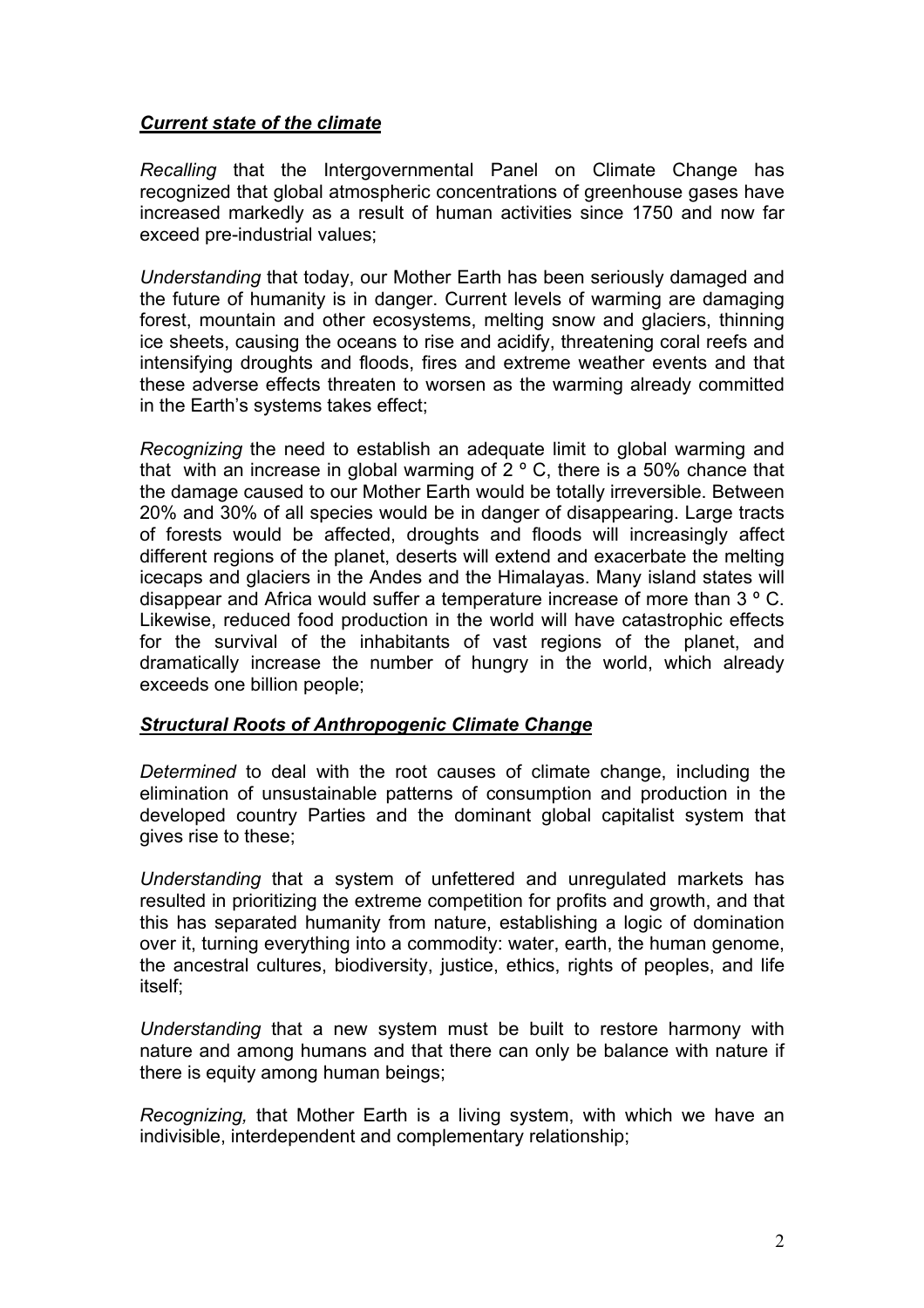***Current state of the climate***

*Recalling* that the Intergovernmental Panel on Climate Change has recognized that global atmospheric concentrations of greenhouse gases have increased markedly as a result of human activities since 1750 and now far exceed pre-industrial values;

*Understanding* that today, our Mother Earth has been seriously damaged and the future of humanity is in danger. Current levels of warming are damaging forest, mountain and other ecosystems, melting snow and glaciers, thinning ice sheets, causing the oceans to rise and acidify, threatening coral reefs and intensifying droughts and floods, fires and extreme weather events and that these adverse effects threaten to worsen as the warming already committed in the Earth's systems takes effect;

*Recognizing* the need to establish an adequate limit to global warming and that with an increase in global warming of 2 º C, there is a 50% chance that the damage caused to our Mother Earth would be totally irreversible. Between 20% and 30% of all species would be in danger of disappearing. Large tracts of forests would be affected, droughts and floods will increasingly affect different regions of the planet, deserts will extend and exacerbate the melting icecaps and glaciers in the Andes and the Himalayas. Many island states will disappear and Africa would suffer a temperature increase of more than 3 º C. Likewise, reduced food production in the world will have catastrophic effects for the survival of the inhabitants of vast regions of the planet, and dramatically increase the number of hungry in the world, which already exceeds one billion people;

***Structural Roots of Anthropogenic Climate Change***

*Determined* to deal with the root causes of climate change, including the elimination of unsustainable patterns of consumption and production in the developed country Parties and the dominant global capitalist system that gives rise to these;

*Understanding* that a system of unfettered and unregulated markets has resulted in prioritizing the extreme competition for profits and growth, and that this has separated humanity from nature, establishing a logic of domination over it, turning everything into a commodity: water, earth, the human genome, the ancestral cultures, biodiversity, justice, ethics, rights of peoples, and life itself;

*Understanding* that a new system must be built to restore harmony with nature and among humans and that there can only be balance with nature if there is equity among human beings;

*Recognizing,* that Mother Earth is a living system, with which we have an indivisible, interdependent and complementary relationship;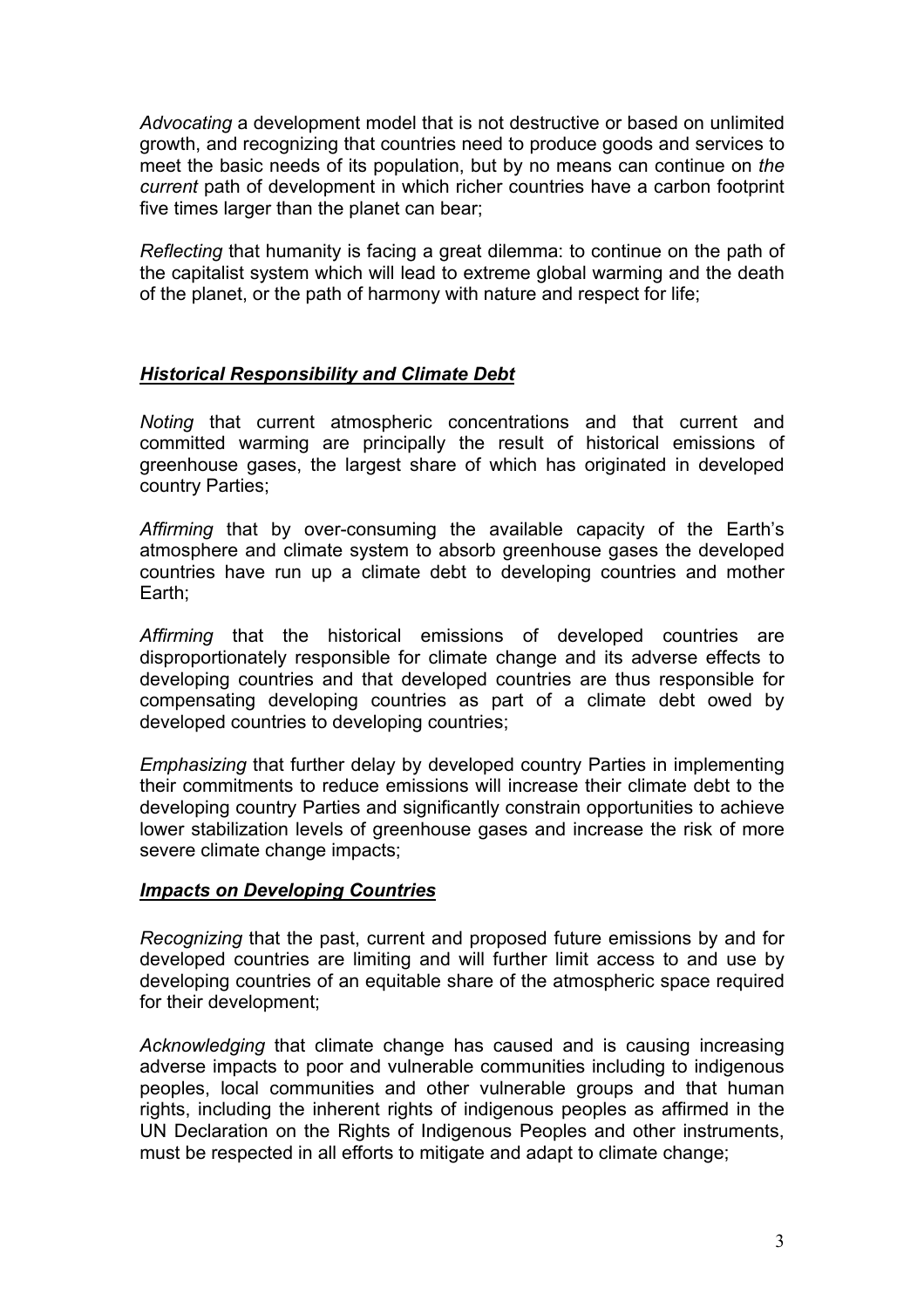*Advocating* a development model that is not destructive or based on unlimited growth, and recognizing that countries need to produce goods and services to meet the basic needs of its population, but by no means can continue on *the current* path of development in which richer countries have a carbon footprint five times larger than the planet can bear;

*Reflecting* that humanity is facing a great dilemma: to continue on the path of the capitalist system which will lead to extreme global warming and the death of the planet, or the path of harmony with nature and respect for life;

## ***Historical Responsibility and Climate Debt***

*Noting* that current atmospheric concentrations and that current and committed warming are principally the result of historical emissions of greenhouse gases, the largest share of which has originated in developed country Parties;

*Affirming* that by over-consuming the available capacity of the Earth's atmosphere and climate system to absorb greenhouse gases the developed countries have run up a climate debt to developing countries and mother Earth;

*Affirming* that the historical emissions of developed countries are disproportionately responsible for climate change and its adverse effects to developing countries and that developed countries are thus responsible for compensating developing countries as part of a climate debt owed by developed countries to developing countries;

*Emphasizing* that further delay by developed country Parties in implementing their commitments to reduce emissions will increase their climate debt to the developing country Parties and significantly constrain opportunities to achieve lower stabilization levels of greenhouse gases and increase the risk of more severe climate change impacts;

## ***Impacts on Developing Countries***

*Recognizing* that the past, current and proposed future emissions by and for developed countries are limiting and will further limit access to and use by developing countries of an equitable share of the atmospheric space required for their development;

*Acknowledging* that climate change has caused and is causing increasing adverse impacts to poor and vulnerable communities including to indigenous peoples, local communities and other vulnerable groups and that human rights, including the inherent rights of indigenous peoples as affirmed in the UN Declaration on the Rights of Indigenous Peoples and other instruments, must be respected in all efforts to mitigate and adapt to climate change;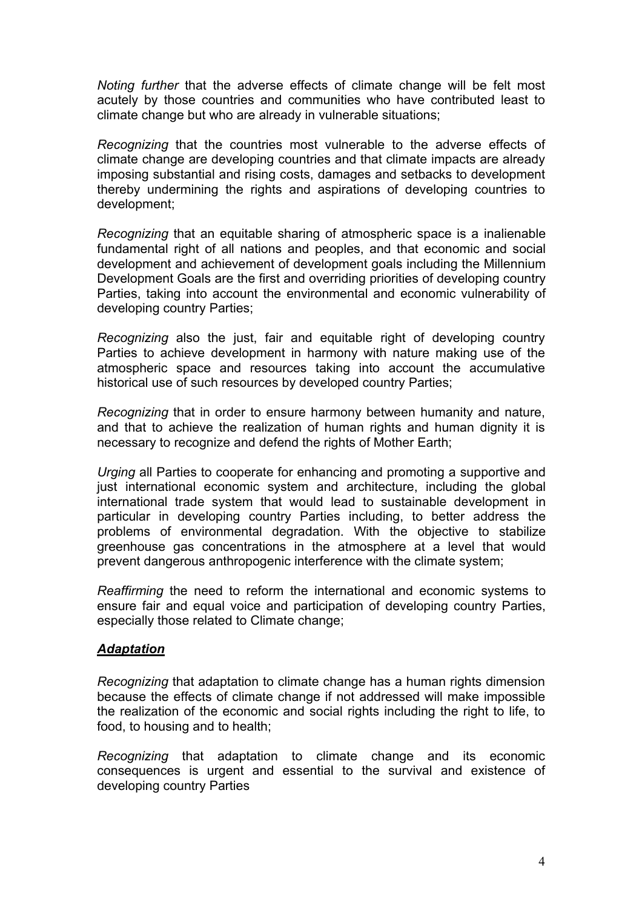*Noting further* that the adverse effects of climate change will be felt most acutely by those countries and communities who have contributed least to climate change but who are already in vulnerable situations;

*Recognizing* that the countries most vulnerable to the adverse effects of climate change are developing countries and that climate impacts are already imposing substantial and rising costs, damages and setbacks to development thereby undermining the rights and aspirations of developing countries to development;

*Recognizing* that an equitable sharing of atmospheric space is a inalienable fundamental right of all nations and peoples, and that economic and social development and achievement of development goals including the Millennium Development Goals are the first and overriding priorities of developing country Parties, taking into account the environmental and economic vulnerability of developing country Parties;

*Recognizing* also the just, fair and equitable right of developing country Parties to achieve development in harmony with nature making use of the atmospheric space and resources taking into account the accumulative historical use of such resources by developed country Parties;

*Recognizing* that in order to ensure harmony between humanity and nature, and that to achieve the realization of human rights and human dignity it is necessary to recognize and defend the rights of Mother Earth;

*Urging* all Parties to cooperate for enhancing and promoting a supportive and just international economic system and architecture, including the global international trade system that would lead to sustainable development in particular in developing country Parties including, to better address the problems of environmental degradation. With the objective to stabilize greenhouse gas concentrations in the atmosphere at a level that would prevent dangerous anthropogenic interference with the climate system;

*Reaffirming* the need to reform the international and economic systems to ensure fair and equal voice and participation of developing country Parties, especially those related to Climate change;

### ***Adaptation***

*Recognizing* that adaptation to climate change has a human rights dimension because the effects of climate change if not addressed will make impossible the realization of the economic and social rights including the right to life, to food, to housing and to health;

*Recognizing* that adaptation to climate change and its economic consequences is urgent and essential to the survival and existence of developing country Parties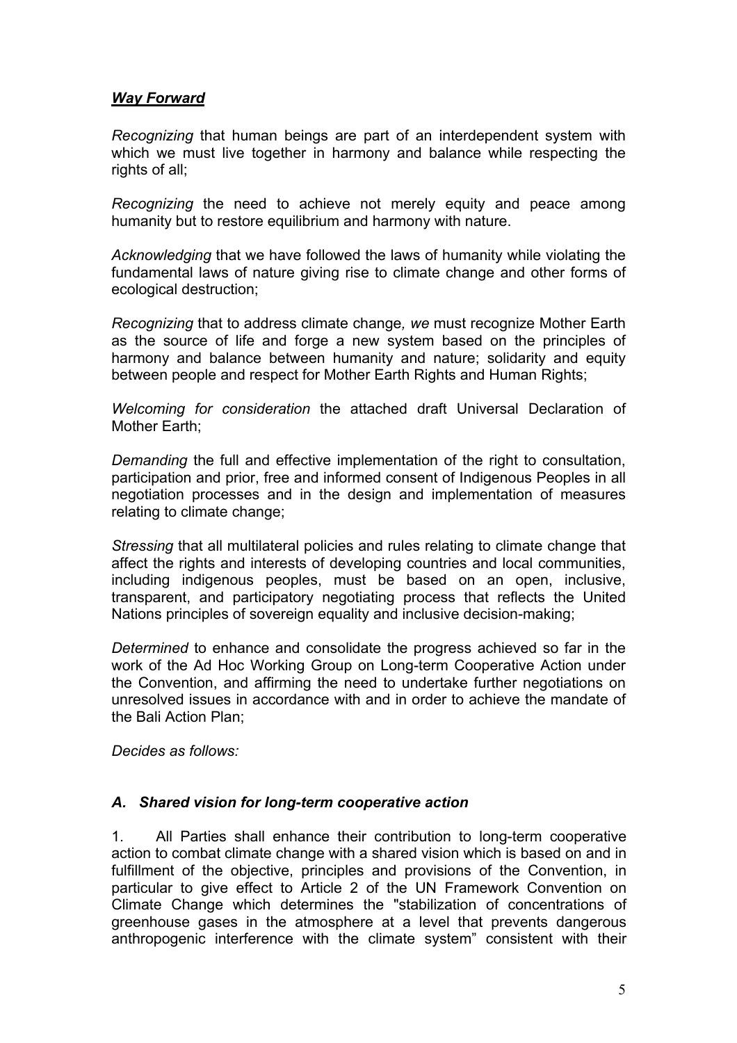## ***Way Forward***

*Recognizing* that human beings are part of an interdependent system with which we must live together in harmony and balance while respecting the rights of all;

*Recognizing* the need to achieve not merely equity and peace among humanity but to restore equilibrium and harmony with nature.

*Acknowledging* that we have followed the laws of humanity while violating the fundamental laws of nature giving rise to climate change and other forms of ecological destruction;

*Recognizing* that to address climate change*, we* must recognize Mother Earth as the source of life and forge a new system based on the principles of harmony and balance between humanity and nature; solidarity and equity between people and respect for Mother Earth Rights and Human Rights;

*Welcoming for consideration* the attached draft Universal Declaration of Mother Earth;

*Demanding* the full and effective implementation of the right to consultation, participation and prior, free and informed consent of Indigenous Peoples in all negotiation processes and in the design and implementation of measures relating to climate change;

*Stressing* that all multilateral policies and rules relating to climate change that affect the rights and interests of developing countries and local communities, including indigenous peoples, must be based on an open, inclusive, transparent, and participatory negotiating process that reflects the United Nations principles of sovereign equality and inclusive decision-making;

*Determined* to enhance and consolidate the progress achieved so far in the work of the Ad Hoc Working Group on Long-term Cooperative Action under the Convention, and affirming the need to undertake further negotiations on unresolved issues in accordance with and in order to achieve the mandate of the Bali Action Plan;

*Decides as follows:*

### *A. Shared vision for long-term cooperative action*

1. All Parties shall enhance their contribution to long-term cooperative action to combat climate change with a shared vision which is based on and in fulfillment of the objective, principles and provisions of the Convention, in particular to give effect to Article 2 of the UN Framework Convention on Climate Change which determines the "stabilization of concentrations of greenhouse gases in the atmosphere at a level that prevents dangerous anthropogenic interference with the climate system" consistent with their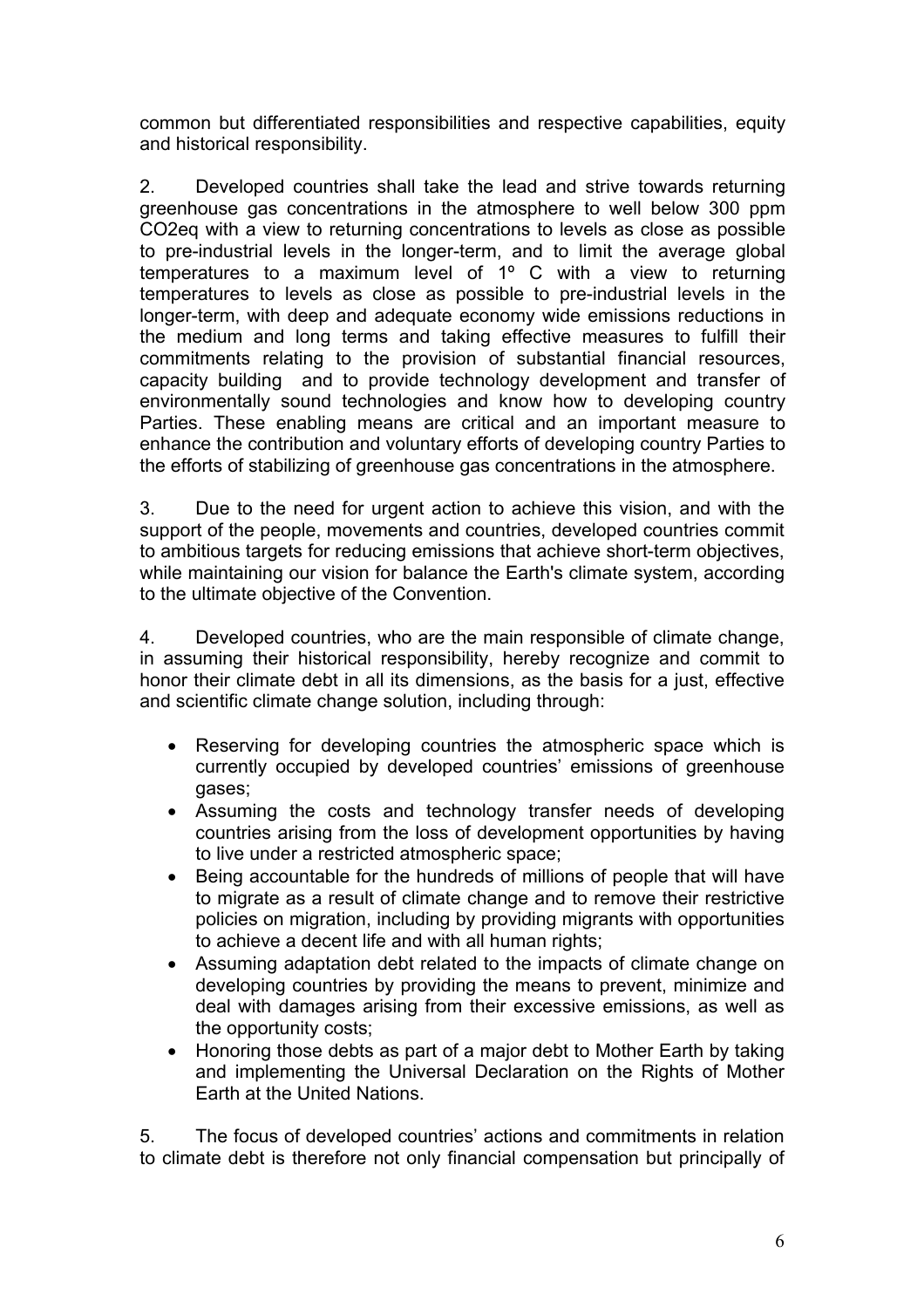common but differentiated responsibilities and respective capabilities, equity and historical responsibility.

2. Developed countries shall take the lead and strive towards returning greenhouse gas concentrations in the atmosphere to well below 300 ppm $CO_2$eq with a view to returning concentrations to levels as close as possible to pre-industrial levels in the longer-term, and to limit the average global temperatures to a maximum level of 1º C with a view to returning temperatures to levels as close as possible to pre-industrial levels in the longer-term, with deep and adequate economy wide emissions reductions in the medium and long terms and taking effective measures to fulfill their commitments relating to the provision of substantial financial resources, capacity building and to provide technology development and transfer of environmentally sound technologies and know how to developing country Parties. These enabling means are critical and an important measure to enhance the contribution and voluntary efforts of developing country Parties to the efforts of stabilizing of greenhouse gas concentrations in the atmosphere.

3. Due to the need for urgent action to achieve this vision, and with the support of the people, movements and countries, developed countries commit to ambitious targets for reducing emissions that achieve short-term objectives, while maintaining our vision for balance the Earth's climate system, according to the ultimate objective of the Convention.

4. Developed countries, who are the main responsible of climate change, in assuming their historical responsibility, hereby recognize and commit to honor their climate debt in all its dimensions, as the basis for a just, effective and scientific climate change solution, including through:

- Reserving for developing countries the atmospheric space which is currently occupied by developed countries' emissions of greenhouse gases;
- Assuming the costs and technology transfer needs of developing countries arising from the loss of development opportunities by having to live under a restricted atmospheric space;
- Being accountable for the hundreds of millions of people that will have to migrate as a result of climate change and to remove their restrictive policies on migration, including by providing migrants with opportunities to achieve a decent life and with all human rights;
- Assuming adaptation debt related to the impacts of climate change on developing countries by providing the means to prevent, minimize and deal with damages arising from their excessive emissions, as well as the opportunity costs;
- Honoring those debts as part of a major debt to Mother Earth by taking and implementing the Universal Declaration on the Rights of Mother Earth at the United Nations.

5. The focus of developed countries' actions and commitments in relation to climate debt is therefore not only financial compensation but principally of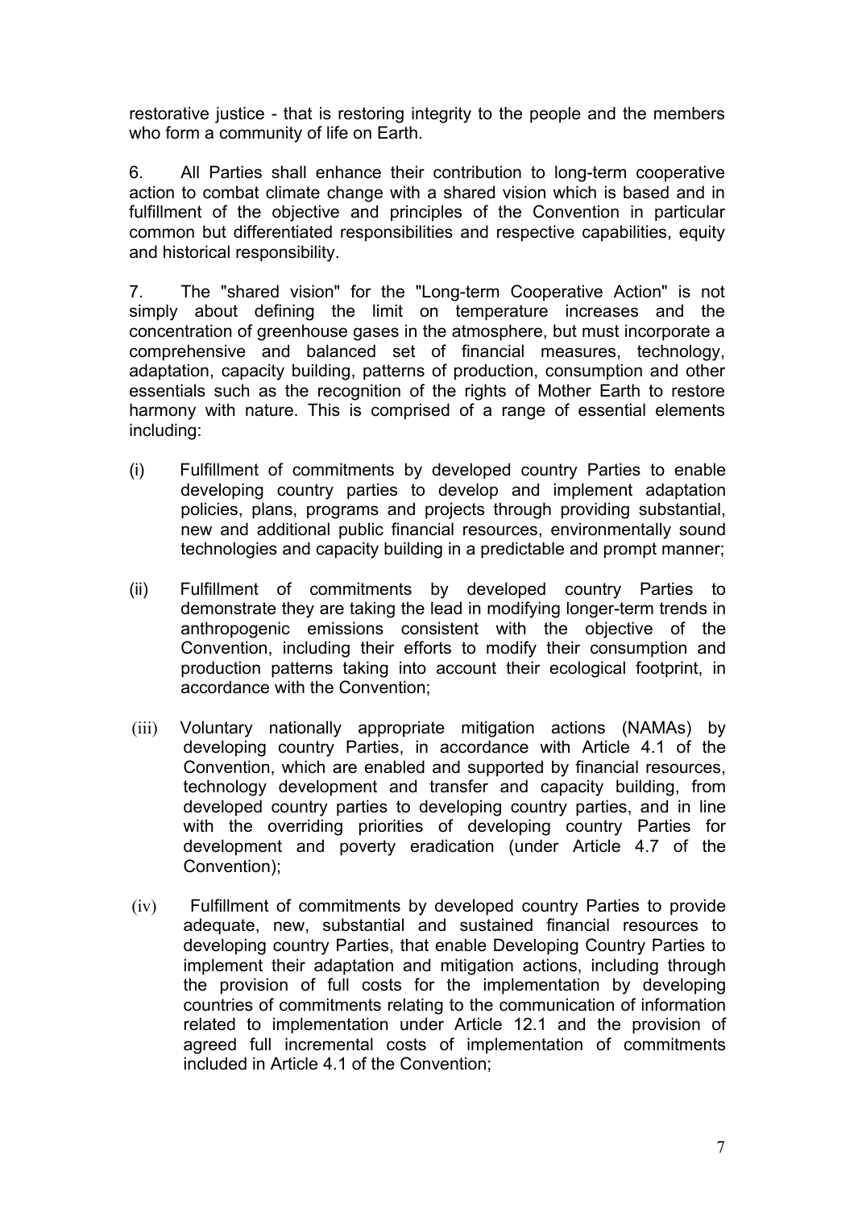restorative justice - that is restoring integrity to the people and the members who form a community of life on Earth.

6. All Parties shall enhance their contribution to long-term cooperative action to combat climate change with a shared vision which is based and in fulfillment of the objective and principles of the Convention in particular common but differentiated responsibilities and respective capabilities, equity and historical responsibility.

7. The "shared vision" for the "Long-term Cooperative Action" is not simply about defining the limit on temperature increases and the concentration of greenhouse gases in the atmosphere, but must incorporate a comprehensive and balanced set of financial measures, technology, adaptation, capacity building, patterns of production, consumption and other essentials such as the recognition of the rights of Mother Earth to restore harmony with nature. This is comprised of a range of essential elements including:

(i) Fulfillment of commitments by developed country Parties to enable developing country parties to develop and implement adaptation policies, plans, programs and projects through providing substantial, new and additional public financial resources, environmentally sound technologies and capacity building in a predictable and prompt manner;

(ii) Fulfillment of commitments by developed country Parties to demonstrate they are taking the lead in modifying longer-term trends in anthropogenic emissions consistent with the objective of the Convention, including their efforts to modify their consumption and production patterns taking into account their ecological footprint, in accordance with the Convention;

(iii) Voluntary nationally appropriate mitigation actions (NAMAs) by developing country Parties, in accordance with Article 4.1 of the Convention, which are enabled and supported by financial resources, technology development and transfer and capacity building, from developed country parties to developing country parties, and in line with the overriding priorities of developing country Parties for development and poverty eradication (under Article 4.7 of the Convention);

(iv) Fulfillment of commitments by developed country Parties to provide adequate, new, substantial and sustained financial resources to developing country Parties, that enable Developing Country Parties to implement their adaptation and mitigation actions, including through the provision of full costs for the implementation by developing countries of commitments relating to the communication of information related to implementation under Article 12.1 and the provision of agreed full incremental costs of implementation of commitments included in Article 4.1 of the Convention;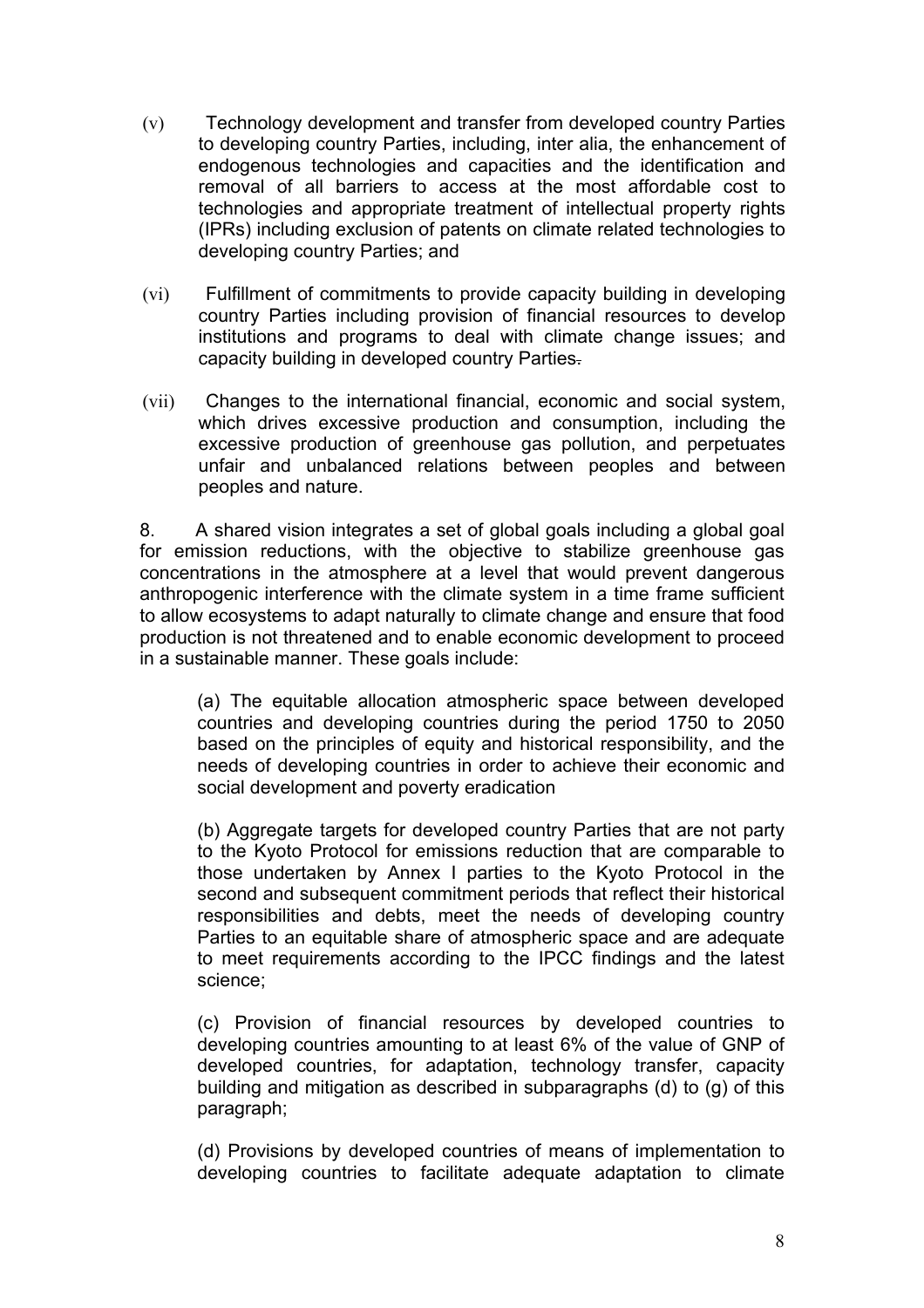(v) Technology development and transfer from developed country Parties to developing country Parties, including, inter alia, the enhancement of endogenous technologies and capacities and the identification and removal of all barriers to access at the most affordable cost to technologies and appropriate treatment of intellectual property rights (IPRs) including exclusion of patents on climate related technologies to developing country Parties; and

(vi) Fulfillment of commitments to provide capacity building in developing country Parties including provision of financial resources to develop institutions and programs to deal with climate change issues; and capacity building in developed country Parties.

(vii) Changes to the international financial, economic and social system, which drives excessive production and consumption, including the excessive production of greenhouse gas pollution, and perpetuates unfair and unbalanced relations between peoples and between peoples and nature.

8. A shared vision integrates a set of global goals including a global goal for emission reductions, with the objective to stabilize greenhouse gas concentrations in the atmosphere at a level that would prevent dangerous anthropogenic interference with the climate system in a time frame sufficient to allow ecosystems to adapt naturally to climate change and ensure that food production is not threatened and to enable economic development to proceed in a sustainable manner. These goals include:

(a) The equitable allocation atmospheric space between developed countries and developing countries during the period 1750 to 2050 based on the principles of equity and historical responsibility, and the needs of developing countries in order to achieve their economic and social development and poverty eradication

(b) Aggregate targets for developed country Parties that are not party to the Kyoto Protocol for emissions reduction that are comparable to those undertaken by Annex I parties to the Kyoto Protocol in the second and subsequent commitment periods that reflect their historical responsibilities and debts, meet the needs of developing country Parties to an equitable share of atmospheric space and are adequate to meet requirements according to the IPCC findings and the latest science;

(c) Provision of financial resources by developed countries to developing countries amounting to at least 6% of the value of GNP of developed countries, for adaptation, technology transfer, capacity building and mitigation as described in subparagraphs (d) to (g) of this paragraph;

(d) Provisions by developed countries of means of implementation to developing countries to facilitate adequate adaptation to climate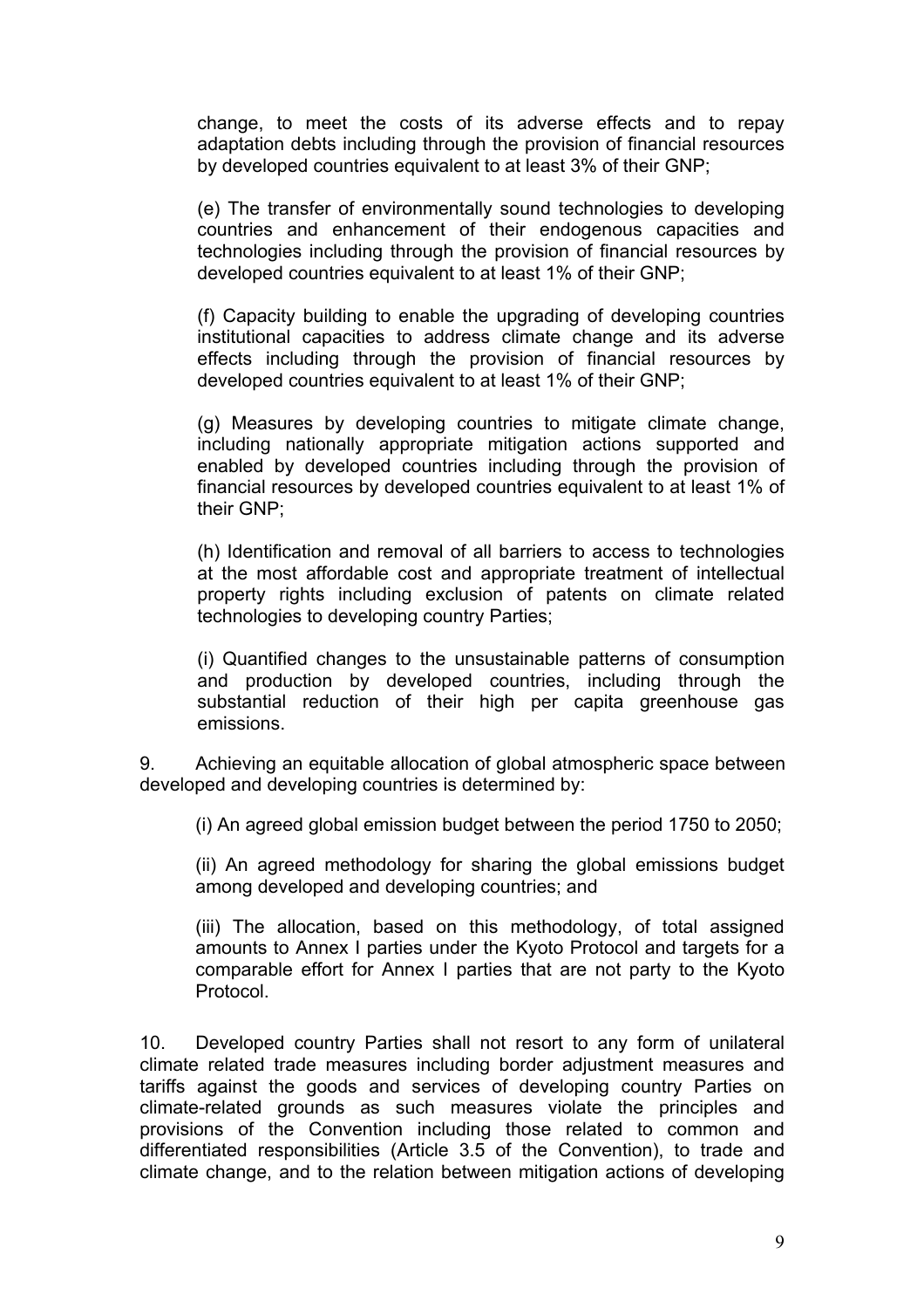change, to meet the costs of its adverse effects and to repay adaptation debts including through the provision of financial resources by developed countries equivalent to at least 3% of their GNP;

(e) The transfer of environmentally sound technologies to developing countries and enhancement of their endogenous capacities and technologies including through the provision of financial resources by developed countries equivalent to at least 1% of their GNP;

(f) Capacity building to enable the upgrading of developing countries institutional capacities to address climate change and its adverse effects including through the provision of financial resources by developed countries equivalent to at least 1% of their GNP;

(g) Measures by developing countries to mitigate climate change, including nationally appropriate mitigation actions supported and enabled by developed countries including through the provision of financial resources by developed countries equivalent to at least 1% of their GNP;

(h) Identification and removal of all barriers to access to technologies at the most affordable cost and appropriate treatment of intellectual property rights including exclusion of patents on climate related technologies to developing country Parties;

(i) Quantified changes to the unsustainable patterns of consumption and production by developed countries, including through the substantial reduction of their high per capita greenhouse gas emissions.

9. Achieving an equitable allocation of global atmospheric space between developed and developing countries is determined by:

(i) An agreed global emission budget between the period 1750 to 2050;

(ii) An agreed methodology for sharing the global emissions budget among developed and developing countries; and

(iii) The allocation, based on this methodology, of total assigned amounts to Annex I parties under the Kyoto Protocol and targets for a comparable effort for Annex I parties that are not party to the Kyoto Protocol.

10. Developed country Parties shall not resort to any form of unilateral climate related trade measures including border adjustment measures and tariffs against the goods and services of developing country Parties on climate-related grounds as such measures violate the principles and provisions of the Convention including those related to common and differentiated responsibilities (Article 3.5 of the Convention), to trade and climate change, and to the relation between mitigation actions of developing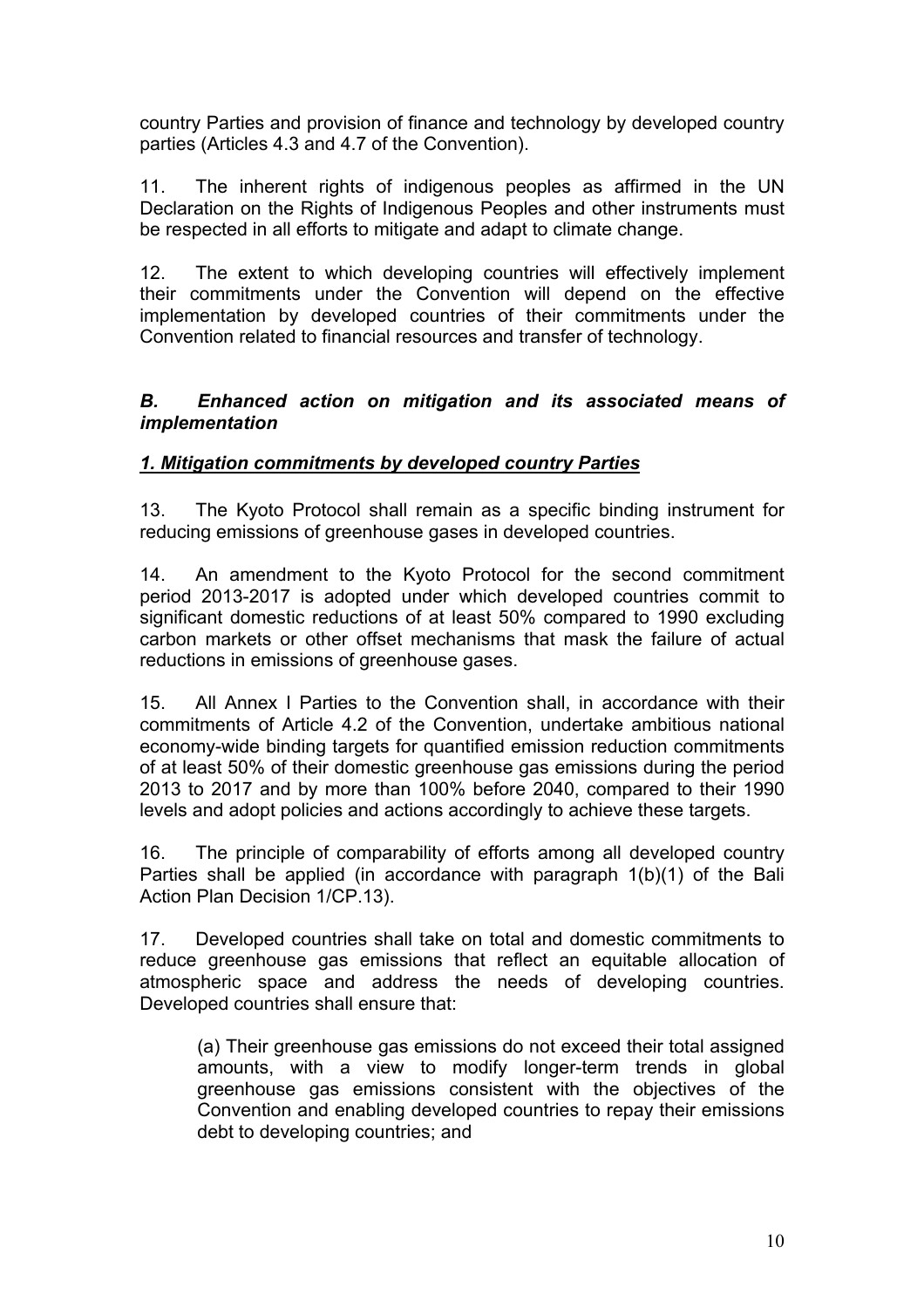country Parties and provision of finance and technology by developed country parties (Articles 4.3 and 4.7 of the Convention).

11. The inherent rights of indigenous peoples as affirmed in the UN Declaration on the Rights of Indigenous Peoples and other instruments must be respected in all efforts to mitigate and adapt to climate change.

12. The extent to which developing countries will effectively implement their commitments under the Convention will depend on the effective implementation by developed countries of their commitments under the Convention related to financial resources and transfer of technology.

### *B. Enhanced action on mitigation and its associated means of implementation*

#### ***1. Mitigation commitments by developed country Parties***

13. The Kyoto Protocol shall remain as a specific binding instrument for reducing emissions of greenhouse gases in developed countries.

14. An amendment to the Kyoto Protocol for the second commitment period 2013-2017 is adopted under which developed countries commit to significant domestic reductions of at least 50% compared to 1990 excluding carbon markets or other offset mechanisms that mask the failure of actual reductions in emissions of greenhouse gases.

15. All Annex I Parties to the Convention shall, in accordance with their commitments of Article 4.2 of the Convention, undertake ambitious national economy-wide binding targets for quantified emission reduction commitments of at least 50% of their domestic greenhouse gas emissions during the period 2013 to 2017 and by more than 100% before 2040, compared to their 1990 levels and adopt policies and actions accordingly to achieve these targets.

16. The principle of comparability of efforts among all developed country Parties shall be applied (in accordance with paragraph 1(b)(1) of the Bali Action Plan Decision 1/CP.13).

17. Developed countries shall take on total and domestic commitments to reduce greenhouse gas emissions that reflect an equitable allocation of atmospheric space and address the needs of developing countries. Developed countries shall ensure that:

(a) Their greenhouse gas emissions do not exceed their total assigned amounts, with a view to modify longer-term trends in global greenhouse gas emissions consistent with the objectives of the Convention and enabling developed countries to repay their emissions debt to developing countries; and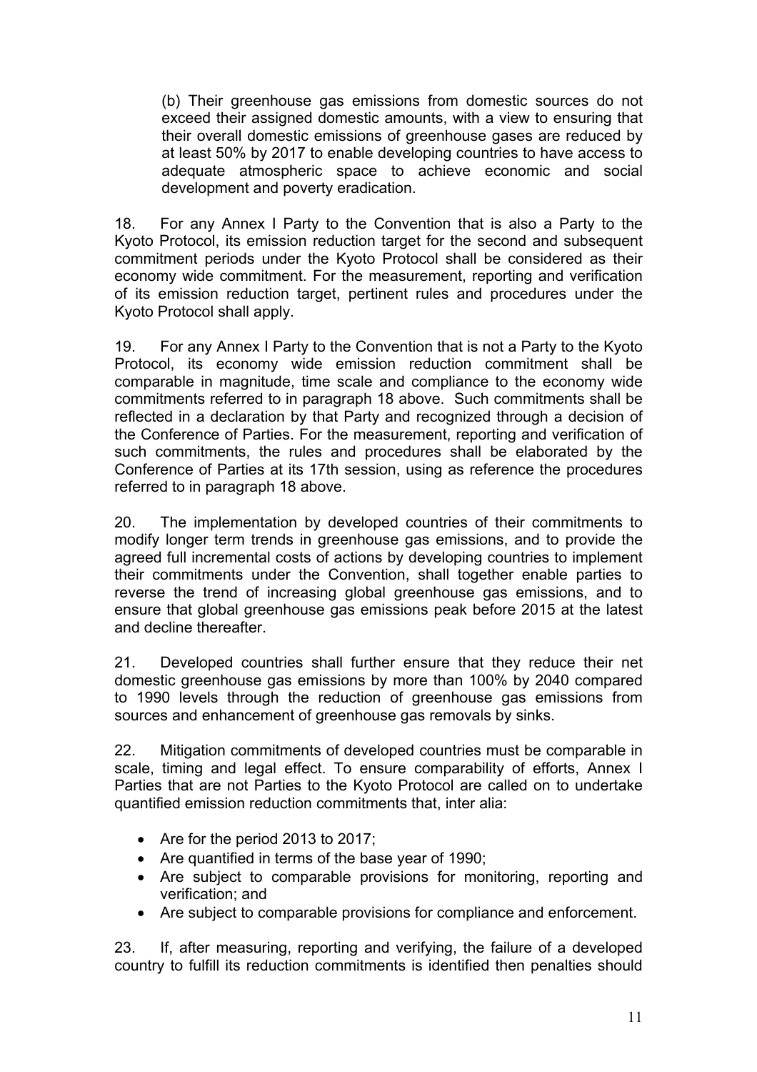(b) Their greenhouse gas emissions from domestic sources do not exceed their assigned domestic amounts, with a view to ensuring that their overall domestic emissions of greenhouse gases are reduced by at least 50% by 2017 to enable developing countries to have access to adequate atmospheric space to achieve economic and social development and poverty eradication.

18. For any Annex I Party to the Convention that is also a Party to the Kyoto Protocol, its emission reduction target for the second and subsequent commitment periods under the Kyoto Protocol shall be considered as their economy wide commitment. For the measurement, reporting and verification of its emission reduction target, pertinent rules and procedures under the Kyoto Protocol shall apply.

19. For any Annex I Party to the Convention that is not a Party to the Kyoto Protocol, its economy wide emission reduction commitment shall be comparable in magnitude, time scale and compliance to the economy wide commitments referred to in paragraph 18 above. Such commitments shall be reflected in a declaration by that Party and recognized through a decision of the Conference of Parties. For the measurement, reporting and verification of such commitments, the rules and procedures shall be elaborated by the Conference of Parties at its 17th session, using as reference the procedures referred to in paragraph 18 above.

20. The implementation by developed countries of their commitments to modify longer term trends in greenhouse gas emissions, and to provide the agreed full incremental costs of actions by developing countries to implement their commitments under the Convention, shall together enable parties to reverse the trend of increasing global greenhouse gas emissions, and to ensure that global greenhouse gas emissions peak before 2015 at the latest and decline thereafter.

21. Developed countries shall further ensure that they reduce their net domestic greenhouse gas emissions by more than 100% by 2040 compared to 1990 levels through the reduction of greenhouse gas emissions from sources and enhancement of greenhouse gas removals by sinks.

22. Mitigation commitments of developed countries must be comparable in scale, timing and legal effect. To ensure comparability of efforts, Annex I Parties that are not Parties to the Kyoto Protocol are called on to undertake quantified emission reduction commitments that, inter alia:

- Are for the period 2013 to 2017;
- Are quantified in terms of the base year of 1990;
- Are subject to comparable provisions for monitoring, reporting and verification; and
- Are subject to comparable provisions for compliance and enforcement.

23. If, after measuring, reporting and verifying, the failure of a developed country to fulfill its reduction commitments is identified then penalties should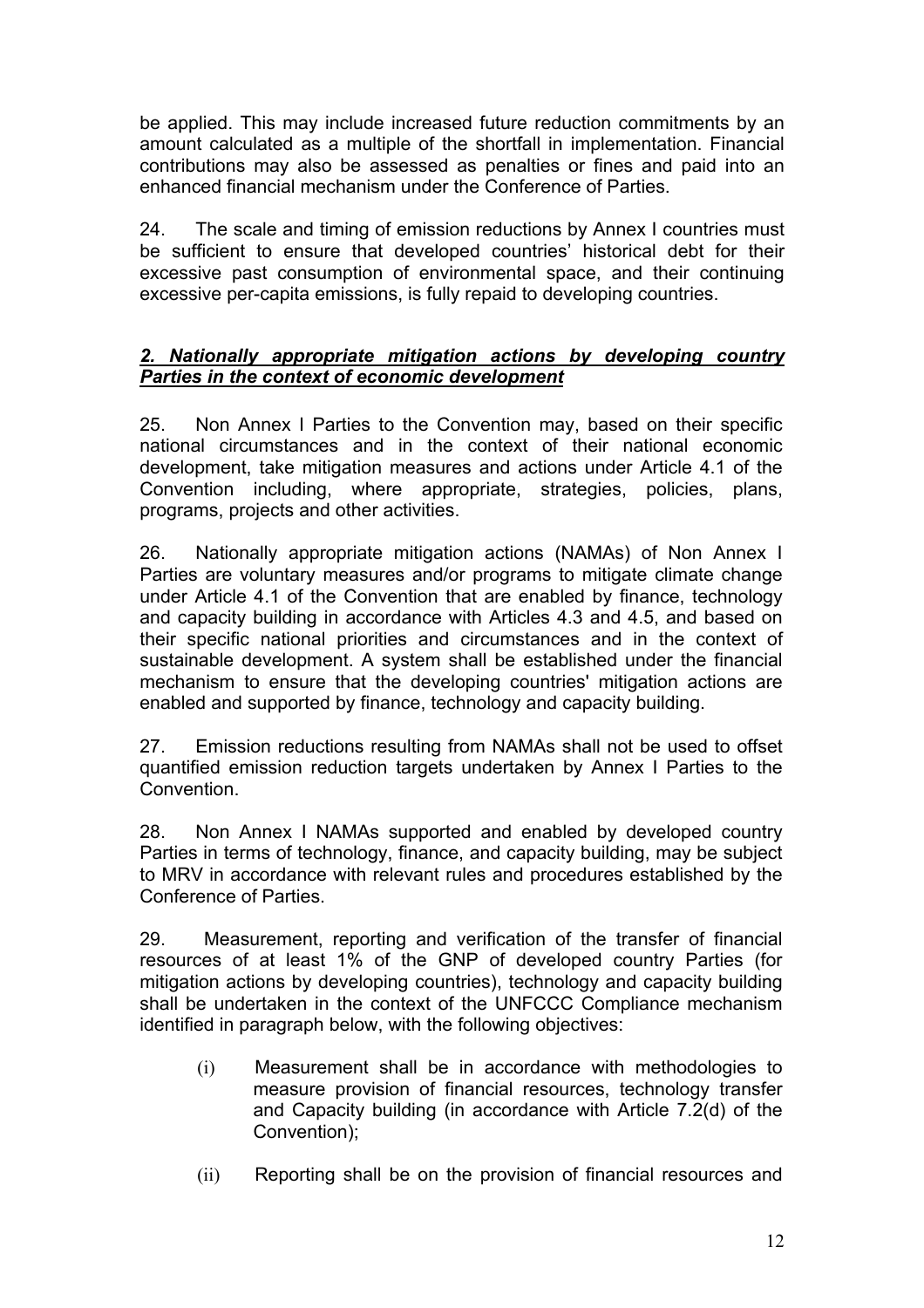be applied. This may include increased future reduction commitments by an amount calculated as a multiple of the shortfall in implementation. Financial contributions may also be assessed as penalties or fines and paid into an enhanced financial mechanism under the Conference of Parties.

24. The scale and timing of emission reductions by Annex I countries must be sufficient to ensure that developed countries' historical debt for their excessive past consumption of environmental space, and their continuing excessive per-capita emissions, is fully repaid to developing countries.

### ***2. Nationally appropriate mitigation actions by developing country Parties in the context of economic development***

25. Non Annex I Parties to the Convention may, based on their specific national circumstances and in the context of their national economic development, take mitigation measures and actions under Article 4.1 of the Convention including, where appropriate, strategies, policies, plans, programs, projects and other activities.

26. Nationally appropriate mitigation actions (NAMAs) of Non Annex I Parties are voluntary measures and/or programs to mitigate climate change under Article 4.1 of the Convention that are enabled by finance, technology and capacity building in accordance with Articles 4.3 and 4.5, and based on their specific national priorities and circumstances and in the context of sustainable development. A system shall be established under the financial mechanism to ensure that the developing countries' mitigation actions are enabled and supported by finance, technology and capacity building.

27. Emission reductions resulting from NAMAs shall not be used to offset quantified emission reduction targets undertaken by Annex I Parties to the Convention.

28. Non Annex I NAMAs supported and enabled by developed country Parties in terms of technology, finance, and capacity building, may be subject to MRV in accordance with relevant rules and procedures established by the Conference of Parties.

29. Measurement, reporting and verification of the transfer of financial resources of at least 1% of the GNP of developed country Parties (for mitigation actions by developing countries), technology and capacity building shall be undertaken in the context of the UNFCCC Compliance mechanism identified in paragraph below, with the following objectives:

(i) Measurement shall be in accordance with methodologies to measure provision of financial resources, technology transfer and Capacity building (in accordance with Article 7.2(d) of the Convention);

(ii) Reporting shall be on the provision of financial resources and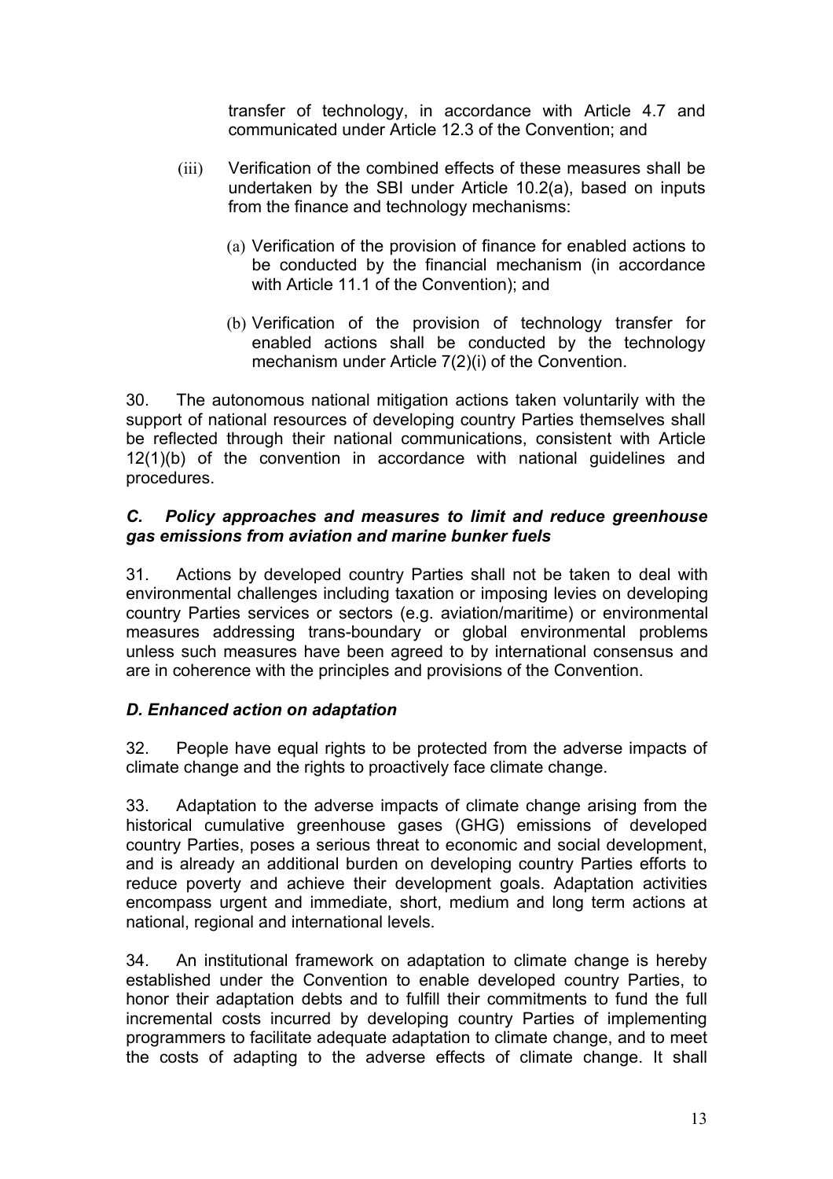transfer of technology, in accordance with Article 4.7 and communicated under Article 12.3 of the Convention; and

(iii) Verification of the combined effects of these measures shall be undertaken by the SBI under Article 10.2(a), based on inputs from the finance and technology mechanisms:

(a) Verification of the provision of finance for enabled actions to be conducted by the financial mechanism (in accordance with Article 11.1 of the Convention); and

(b) Verification of the provision of technology transfer for enabled actions shall be conducted by the technology mechanism under Article 7(2)(i) of the Convention.

30. The autonomous national mitigation actions taken voluntarily with the support of national resources of developing country Parties themselves shall be reflected through their national communications, consistent with Article 12(1)(b) of the convention in accordance with national guidelines and procedures.

### *C. Policy approaches and measures to limit and reduce greenhouse gas emissions from aviation and marine bunker fuels*

31. Actions by developed country Parties shall not be taken to deal with environmental challenges including taxation or imposing levies on developing country Parties services or sectors (e.g. aviation/maritime) or environmental measures addressing trans-boundary or global environmental problems unless such measures have been agreed to by international consensus and are in coherence with the principles and provisions of the Convention.

### *D. Enhanced action on adaptation*

32. People have equal rights to be protected from the adverse impacts of climate change and the rights to proactively face climate change.

33. Adaptation to the adverse impacts of climate change arising from the historical cumulative greenhouse gases (GHG) emissions of developed country Parties, poses a serious threat to economic and social development, and is already an additional burden on developing country Parties efforts to reduce poverty and achieve their development goals. Adaptation activities encompass urgent and immediate, short, medium and long term actions at national, regional and international levels.

34. An institutional framework on adaptation to climate change is hereby established under the Convention to enable developed country Parties, to honor their adaptation debts and to fulfill their commitments to fund the full incremental costs incurred by developing country Parties of implementing programmers to facilitate adequate adaptation to climate change, and to meet the costs of adapting to the adverse effects of climate change. It shall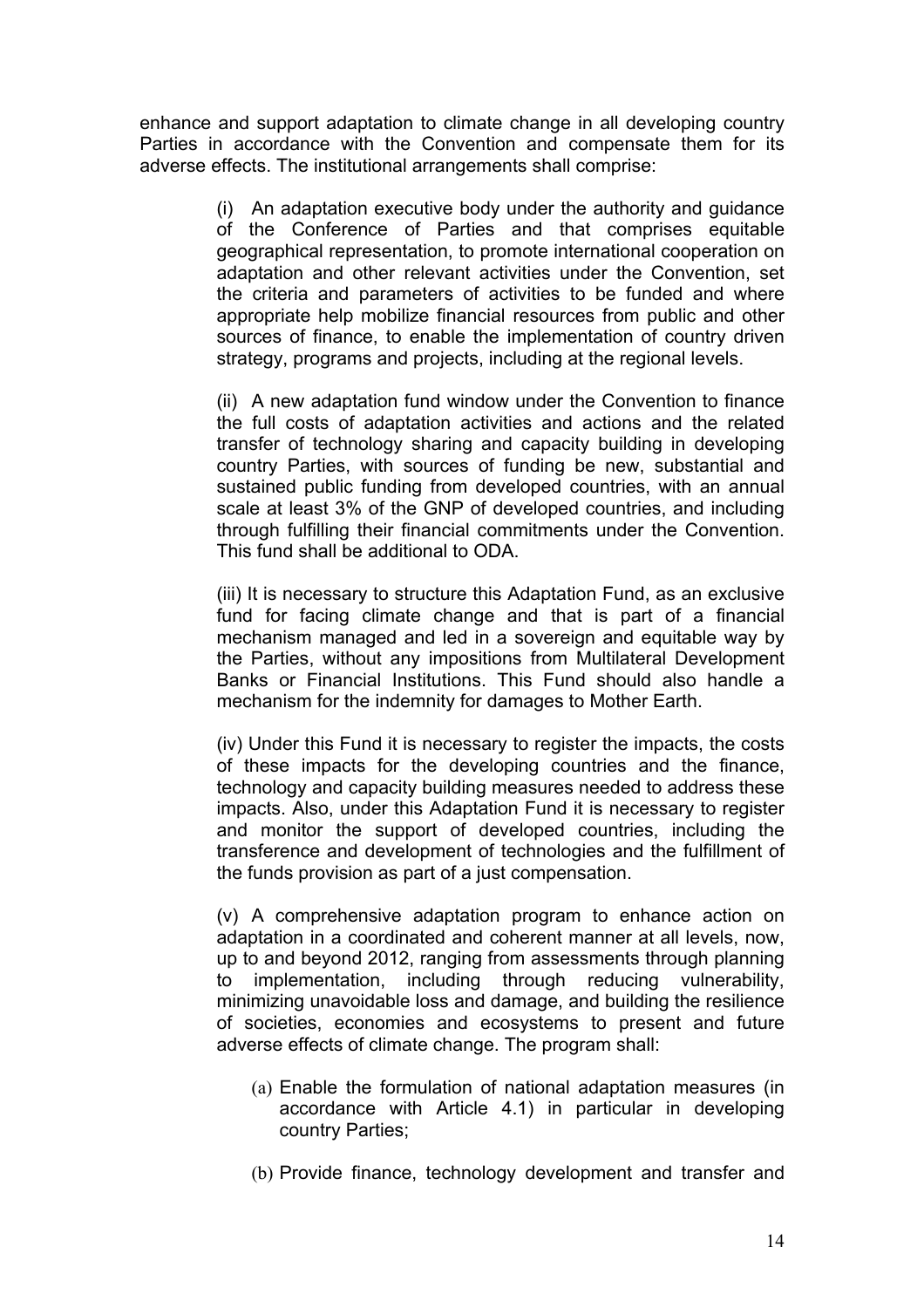enhance and support adaptation to climate change in all developing country Parties in accordance with the Convention and compensate them for its adverse effects. The institutional arrangements shall comprise:

(i) An adaptation executive body under the authority and guidance of the Conference of Parties and that comprises equitable geographical representation, to promote international cooperation on adaptation and other relevant activities under the Convention, set the criteria and parameters of activities to be funded and where appropriate help mobilize financial resources from public and other sources of finance, to enable the implementation of country driven strategy, programs and projects, including at the regional levels.

(ii) A new adaptation fund window under the Convention to finance the full costs of adaptation activities and actions and the related transfer of technology sharing and capacity building in developing country Parties, with sources of funding be new, substantial and sustained public funding from developed countries, with an annual scale at least 3% of the GNP of developed countries, and including through fulfilling their financial commitments under the Convention. This fund shall be additional to ODA.

(iii) It is necessary to structure this Adaptation Fund, as an exclusive fund for facing climate change and that is part of a financial mechanism managed and led in a sovereign and equitable way by the Parties, without any impositions from Multilateral Development Banks or Financial Institutions. This Fund should also handle a mechanism for the indemnity for damages to Mother Earth.

(iv) Under this Fund it is necessary to register the impacts, the costs of these impacts for the developing countries and the finance, technology and capacity building measures needed to address these impacts. Also, under this Adaptation Fund it is necessary to register and monitor the support of developed countries, including the transference and development of technologies and the fulfillment of the funds provision as part of a just compensation.

(v) A comprehensive adaptation program to enhance action on adaptation in a coordinated and coherent manner at all levels, now, up to and beyond 2012, ranging from assessments through planning to implementation, including through reducing vulnerability, minimizing unavoidable loss and damage, and building the resilience of societies, economies and ecosystems to present and future adverse effects of climate change. The program shall:

(a) Enable the formulation of national adaptation measures (in accordance with Article 4.1) in particular in developing country Parties;

(b) Provide finance, technology development and transfer and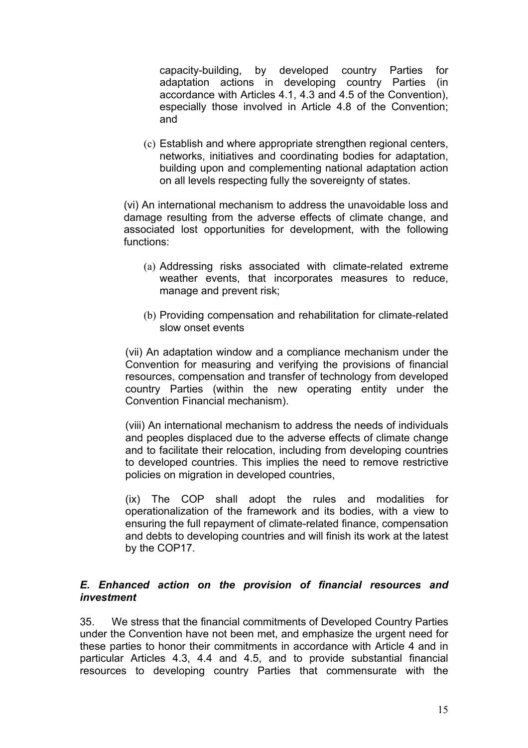capacity-building, by developed country Parties for adaptation actions in developing country Parties (in accordance with Articles 4.1, 4.3 and 4.5 of the Convention), especially those involved in Article 4.8 of the Convention; and

(c) Establish and where appropriate strengthen regional centers, networks, initiatives and coordinating bodies for adaptation, building upon and complementing national adaptation action on all levels respecting fully the sovereignty of states.

(vi) An international mechanism to address the unavoidable loss and damage resulting from the adverse effects of climate change, and associated lost opportunities for development, with the following functions:

(a) Addressing risks associated with climate-related extreme weather events, that incorporates measures to reduce, manage and prevent risk;

(b) Providing compensation and rehabilitation for climate-related slow onset events

(vii) An adaptation window and a compliance mechanism under the Convention for measuring and verifying the provisions of financial resources, compensation and transfer of technology from developed country Parties (within the new operating entity under the Convention Financial mechanism).

(viii) An international mechanism to address the needs of individuals and peoples displaced due to the adverse effects of climate change and to facilitate their relocation, including from developing countries to developed countries. This implies the need to remove restrictive policies on migration in developed countries,

(ix) The COP shall adopt the rules and modalities for operationalization of the framework and its bodies, with a view to ensuring the full repayment of climate-related finance, compensation and debts to developing countries and will finish its work at the latest by the COP17.

### *E. Enhanced action on the provision of financial resources and investment*

35. We stress that the financial commitments of Developed Country Parties under the Convention have not been met, and emphasize the urgent need for these parties to honor their commitments in accordance with Article 4 and in particular Articles 4.3, 4.4 and 4.5, and to provide substantial financial resources to developing country Parties that commensurate with the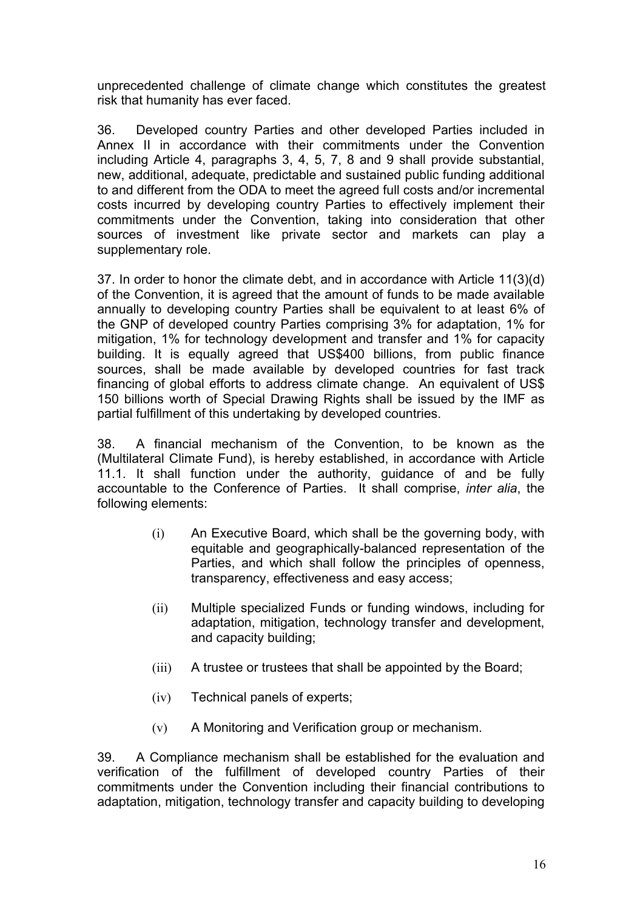unprecedented challenge of climate change which constitutes the greatest risk that humanity has ever faced.

36. Developed country Parties and other developed Parties included in Annex II in accordance with their commitments under the Convention including Article 4, paragraphs 3, 4, 5, 7, 8 and 9 shall provide substantial, new, additional, adequate, predictable and sustained public funding additional to and different from the ODA to meet the agreed full costs and/or incremental costs incurred by developing country Parties to effectively implement their commitments under the Convention, taking into consideration that other sources of investment like private sector and markets can play a supplementary role.

37. In order to honor the climate debt, and in accordance with Article 11(3)(d) of the Convention, it is agreed that the amount of funds to be made available annually to developing country Parties shall be equivalent to at least 6% of the GNP of developed country Parties comprising 3% for adaptation, 1% for mitigation, 1% for technology development and transfer and 1% for capacity building. It is equally agreed that US$400 billions, from public finance sources, shall be made available by developed countries for fast track financing of global efforts to address climate change. An equivalent of US$ 150 billions worth of Special Drawing Rights shall be issued by the IMF as partial fulfillment of this undertaking by developed countries.

38. A financial mechanism of the Convention, to be known as the (Multilateral Climate Fund), is hereby established, in accordance with Article 11.1. It shall function under the authority, guidance of and be fully accountable to the Conference of Parties. It shall comprise, *inter alia*, the following elements:

(i) An Executive Board, which shall be the governing body, with equitable and geographically-balanced representation of the Parties, and which shall follow the principles of openness, transparency, effectiveness and easy access;

(ii) Multiple specialized Funds or funding windows, including for adaptation, mitigation, technology transfer and development, and capacity building;

(iii) A trustee or trustees that shall be appointed by the Board;

(iv) Technical panels of experts;

(v) A Monitoring and Verification group or mechanism.

39. A Compliance mechanism shall be established for the evaluation and verification of the fulfillment of developed country Parties of their commitments under the Convention including their financial contributions to adaptation, mitigation, technology transfer and capacity building to developing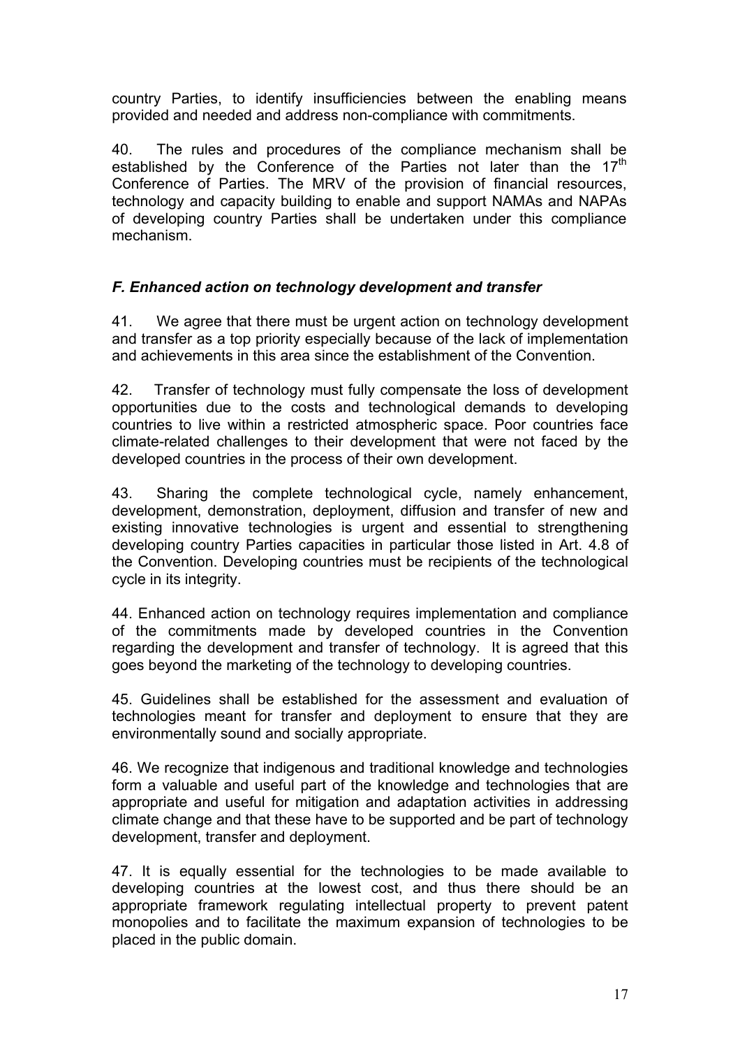country Parties, to identify insufficiencies between the enabling means provided and needed and address non-compliance with commitments.

40. The rules and procedures of the compliance mechanism shall be established by the Conference of the Parties not later than the $17^{th}$ Conference of Parties. The MRV of the provision of financial resources, technology and capacity building to enable and support NAMAs and NAPAs of developing country Parties shall be undertaken under this compliance mechanism.

### *F. Enhanced action on technology development and transfer*

41. We agree that there must be urgent action on technology development and transfer as a top priority especially because of the lack of implementation and achievements in this area since the establishment of the Convention.

42. Transfer of technology must fully compensate the loss of development opportunities due to the costs and technological demands to developing countries to live within a restricted atmospheric space. Poor countries face climate-related challenges to their development that were not faced by the developed countries in the process of their own development.

43. Sharing the complete technological cycle, namely enhancement, development, demonstration, deployment, diffusion and transfer of new and existing innovative technologies is urgent and essential to strengthening developing country Parties capacities in particular those listed in Art. 4.8 of the Convention. Developing countries must be recipients of the technological cycle in its integrity.

44. Enhanced action on technology requires implementation and compliance of the commitments made by developed countries in the Convention regarding the development and transfer of technology. It is agreed that this goes beyond the marketing of the technology to developing countries.

45. Guidelines shall be established for the assessment and evaluation of technologies meant for transfer and deployment to ensure that they are environmentally sound and socially appropriate.

46. We recognize that indigenous and traditional knowledge and technologies form a valuable and useful part of the knowledge and technologies that are appropriate and useful for mitigation and adaptation activities in addressing climate change and that these have to be supported and be part of technology development, transfer and deployment.

47. It is equally essential for the technologies to be made available to developing countries at the lowest cost, and thus there should be an appropriate framework regulating intellectual property to prevent patent monopolies and to facilitate the maximum expansion of technologies to be placed in the public domain.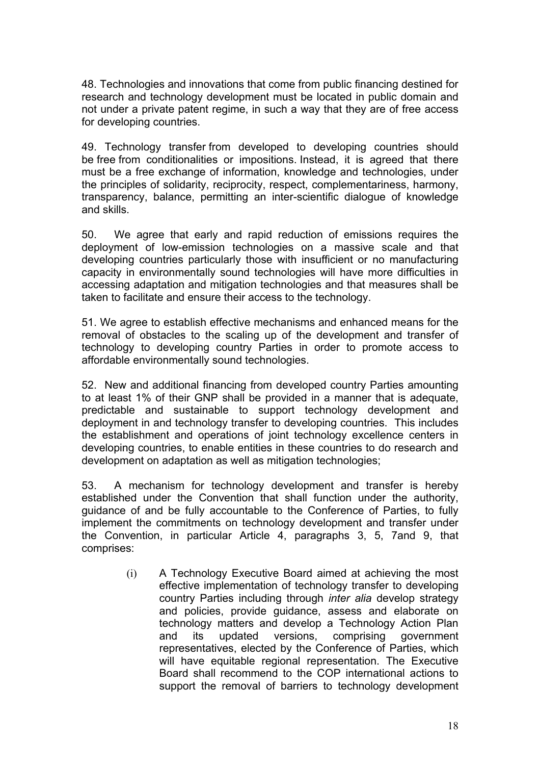48. Technologies and innovations that come from public financing destined for research and technology development must be located in public domain and not under a private patent regime, in such a way that they are of free access for developing countries.

49. Technology transfer from developed to developing countries should be free from conditionalities or impositions. Instead, it is agreed that there must be a free exchange of information, knowledge and technologies, under the principles of solidarity, reciprocity, respect, complementariness, harmony, transparency, balance, permitting an inter-scientific dialogue of knowledge and skills.

50. We agree that early and rapid reduction of emissions requires the deployment of low-emission technologies on a massive scale and that developing countries particularly those with insufficient or no manufacturing capacity in environmentally sound technologies will have more difficulties in accessing adaptation and mitigation technologies and that measures shall be taken to facilitate and ensure their access to the technology.

51. We agree to establish effective mechanisms and enhanced means for the removal of obstacles to the scaling up of the development and transfer of technology to developing country Parties in order to promote access to affordable environmentally sound technologies.

52. New and additional financing from developed country Parties amounting to at least 1% of their GNP shall be provided in a manner that is adequate, predictable and sustainable to support technology development and deployment in and technology transfer to developing countries. This includes the establishment and operations of joint technology excellence centers in developing countries, to enable entities in these countries to do research and development on adaptation as well as mitigation technologies;

53. A mechanism for technology development and transfer is hereby established under the Convention that shall function under the authority, guidance of and be fully accountable to the Conference of Parties, to fully implement the commitments on technology development and transfer under the Convention, in particular Article 4, paragraphs 3, 5, 7and 9, that comprises:

(i) A Technology Executive Board aimed at achieving the most effective implementation of technology transfer to developing country Parties including through *inter alia* develop strategy and policies, provide guidance, assess and elaborate on technology matters and develop a Technology Action Plan and its updated versions, comprising government representatives, elected by the Conference of Parties, which will have equitable regional representation. The Executive Board shall recommend to the COP international actions to support the removal of barriers to technology development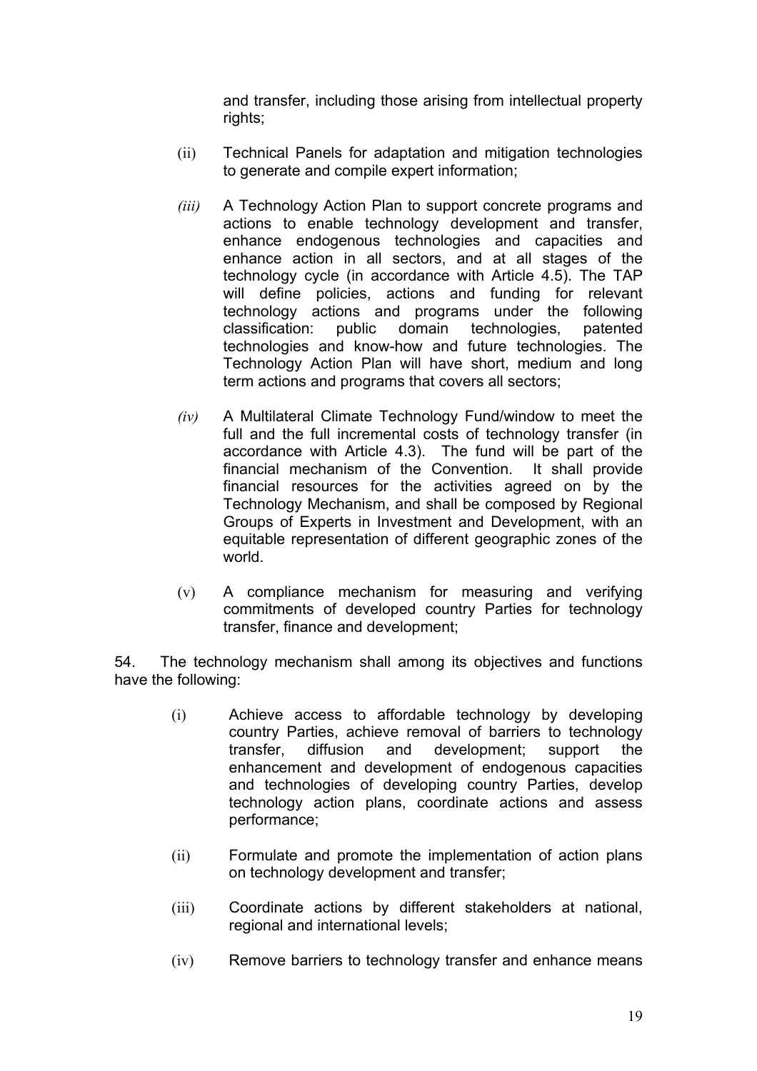and transfer, including those arising from intellectual property rights;

(ii) Technical Panels for adaptation and mitigation technologies to generate and compile expert information;

*(iii)* A Technology Action Plan to support concrete programs and actions to enable technology development and transfer, enhance endogenous technologies and capacities and enhance action in all sectors, and at all stages of the technology cycle (in accordance with Article 4.5). The TAP will define policies, actions and funding for relevant technology actions and programs under the following classification: public domain technologies, patented technologies and know-how and future technologies. The Technology Action Plan will have short, medium and long term actions and programs that covers all sectors;

*(iv)* A Multilateral Climate Technology Fund/window to meet the full and the full incremental costs of technology transfer (in accordance with Article 4.3). The fund will be part of the financial mechanism of the Convention. It shall provide financial resources for the activities agreed on by the Technology Mechanism, and shall be composed by Regional Groups of Experts in Investment and Development, with an equitable representation of different geographic zones of the world.

(v) A compliance mechanism for measuring and verifying commitments of developed country Parties for technology transfer, finance and development;

54. The technology mechanism shall among its objectives and functions have the following:

(i) Achieve access to affordable technology by developing country Parties, achieve removal of barriers to technology transfer, diffusion and development; support the enhancement and development of endogenous capacities and technologies of developing country Parties, develop technology action plans, coordinate actions and assess performance;

(ii) Formulate and promote the implementation of action plans on technology development and transfer;

(iii) Coordinate actions by different stakeholders at national, regional and international levels;

(iv) Remove barriers to technology transfer and enhance means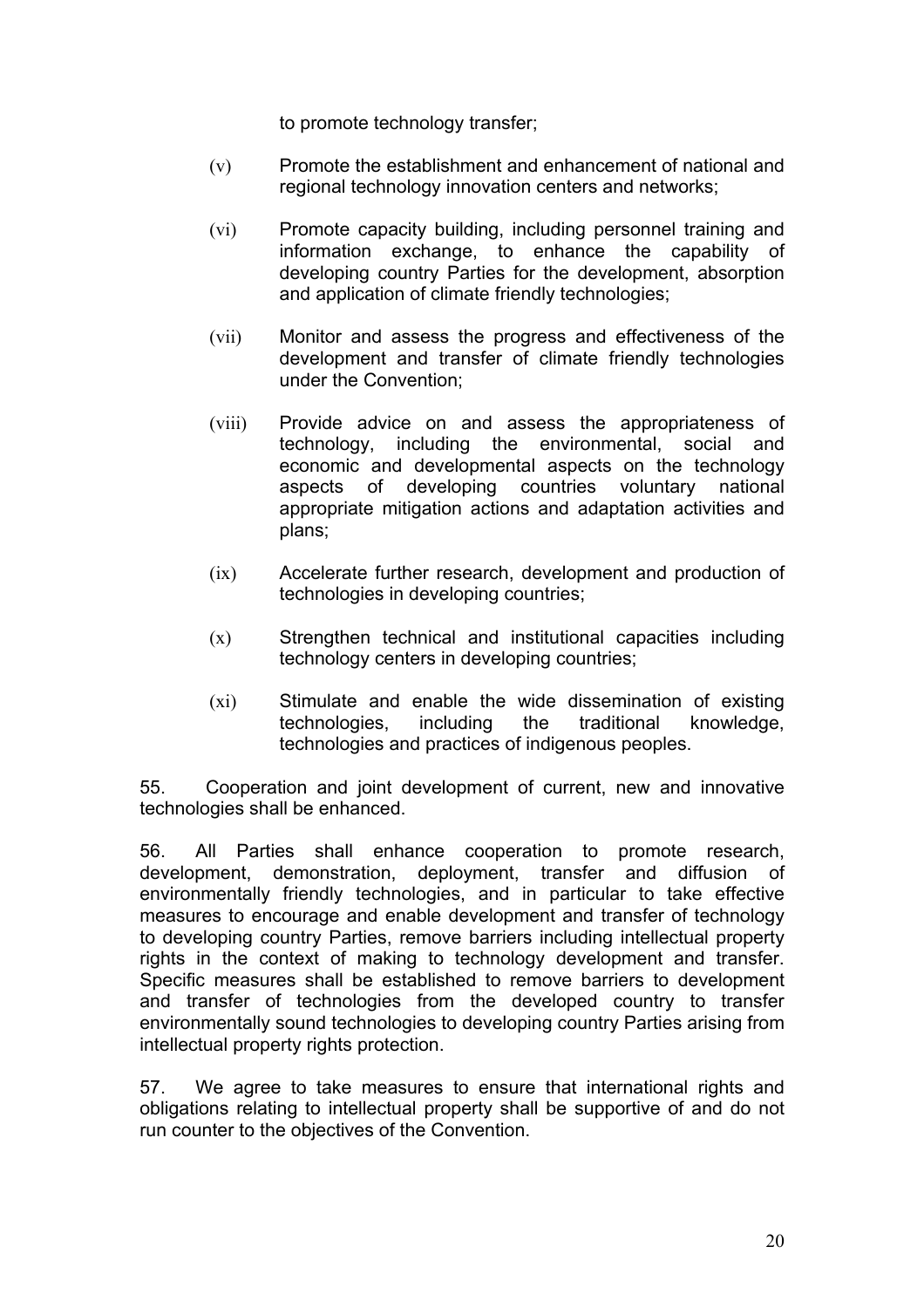to promote technology transfer;

(v) Promote the establishment and enhancement of national and regional technology innovation centers and networks;

(vi) Promote capacity building, including personnel training and information exchange, to enhance the capability of developing country Parties for the development, absorption and application of climate friendly technologies;

(vii) Monitor and assess the progress and effectiveness of the development and transfer of climate friendly technologies under the Convention;

(viii) Provide advice on and assess the appropriateness of technology, including the environmental, social and economic and developmental aspects on the technology aspects of developing countries voluntary national appropriate mitigation actions and adaptation activities and plans;

(ix) Accelerate further research, development and production of technologies in developing countries;

(x) Strengthen technical and institutional capacities including technology centers in developing countries;

(xi) Stimulate and enable the wide dissemination of existing technologies, including the traditional knowledge, technologies and practices of indigenous peoples.

55. Cooperation and joint development of current, new and innovative technologies shall be enhanced.

56. All Parties shall enhance cooperation to promote research, development, demonstration, deployment, transfer and diffusion of environmentally friendly technologies, and in particular to take effective measures to encourage and enable development and transfer of technology to developing country Parties, remove barriers including intellectual property rights in the context of making to technology development and transfer. Specific measures shall be established to remove barriers to development and transfer of technologies from the developed country to transfer environmentally sound technologies to developing country Parties arising from intellectual property rights protection.

57. We agree to take measures to ensure that international rights and obligations relating to intellectual property shall be supportive of and do not run counter to the objectives of the Convention.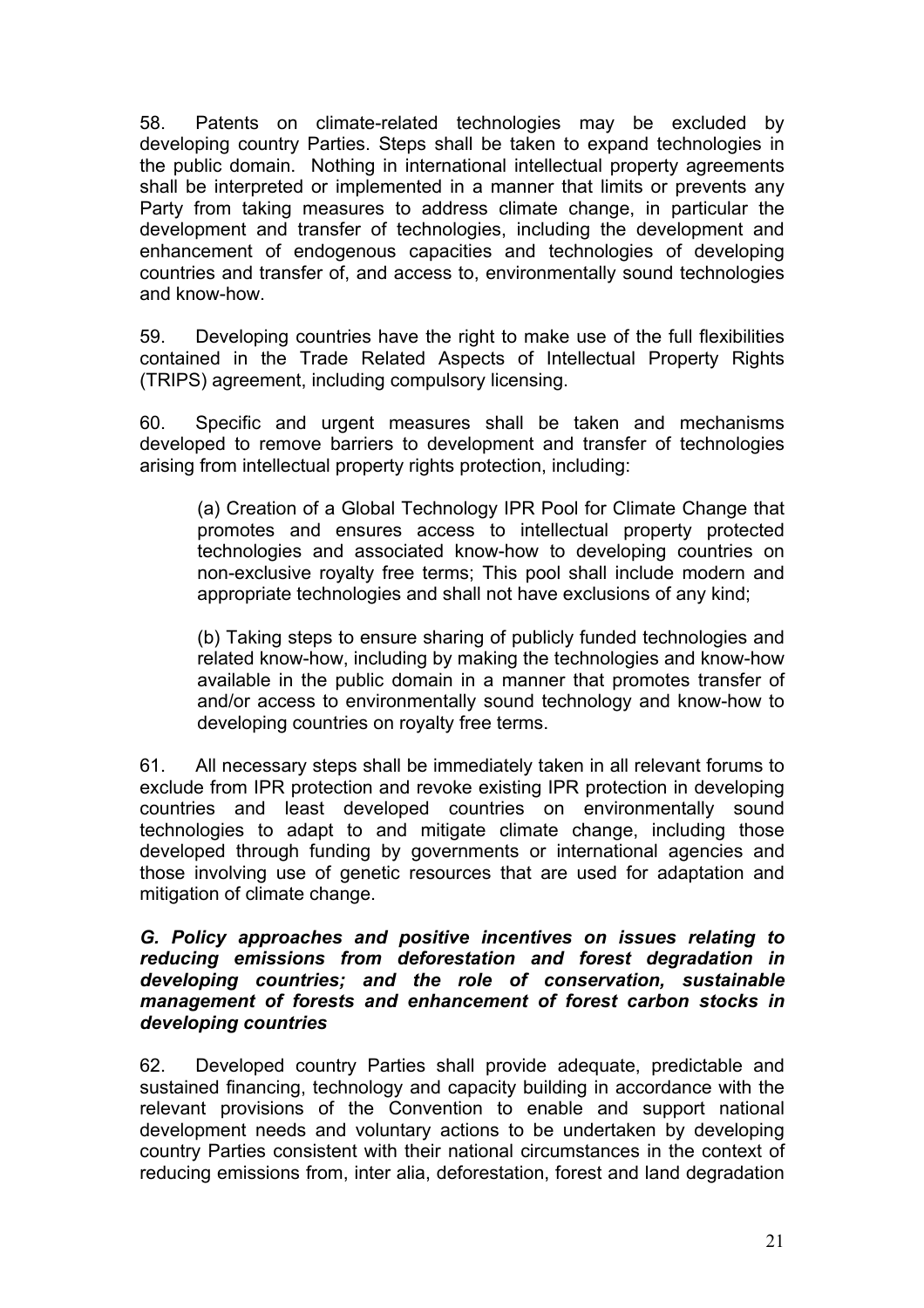58. Patents on climate-related technologies may be excluded by developing country Parties. Steps shall be taken to expand technologies in the public domain. Nothing in international intellectual property agreements shall be interpreted or implemented in a manner that limits or prevents any Party from taking measures to address climate change, in particular the development and transfer of technologies, including the development and enhancement of endogenous capacities and technologies of developing countries and transfer of, and access to, environmentally sound technologies and know-how.

59. Developing countries have the right to make use of the full flexibilities contained in the Trade Related Aspects of Intellectual Property Rights (TRIPS) agreement, including compulsory licensing.

60. Specific and urgent measures shall be taken and mechanisms developed to remove barriers to development and transfer of technologies arising from intellectual property rights protection, including:

> (a) Creation of a Global Technology IPR Pool for Climate Change that promotes and ensures access to intellectual property protected technologies and associated know-how to developing countries on non-exclusive royalty free terms; This pool shall include modern and appropriate technologies and shall not have exclusions of any kind;
>
> (b) Taking steps to ensure sharing of publicly funded technologies and related know-how, including by making the technologies and know-how available in the public domain in a manner that promotes transfer of and/or access to environmentally sound technology and know-how to developing countries on royalty free terms.

61. All necessary steps shall be immediately taken in all relevant forums to exclude from IPR protection and revoke existing IPR protection in developing countries and least developed countries on environmentally sound technologies to adapt to and mitigate climate change, including those developed through funding by governments or international agencies and those involving use of genetic resources that are used for adaptation and mitigation of climate change.

### *G. Policy approaches and positive incentives on issues relating to reducing emissions from deforestation and forest degradation in developing countries; and the role of conservation, sustainable management of forests and enhancement of forest carbon stocks in developing countries*

62. Developed country Parties shall provide adequate, predictable and sustained financing, technology and capacity building in accordance with the relevant provisions of the Convention to enable and support national development needs and voluntary actions to be undertaken by developing country Parties consistent with their national circumstances in the context of reducing emissions from, inter alia, deforestation, forest and land degradation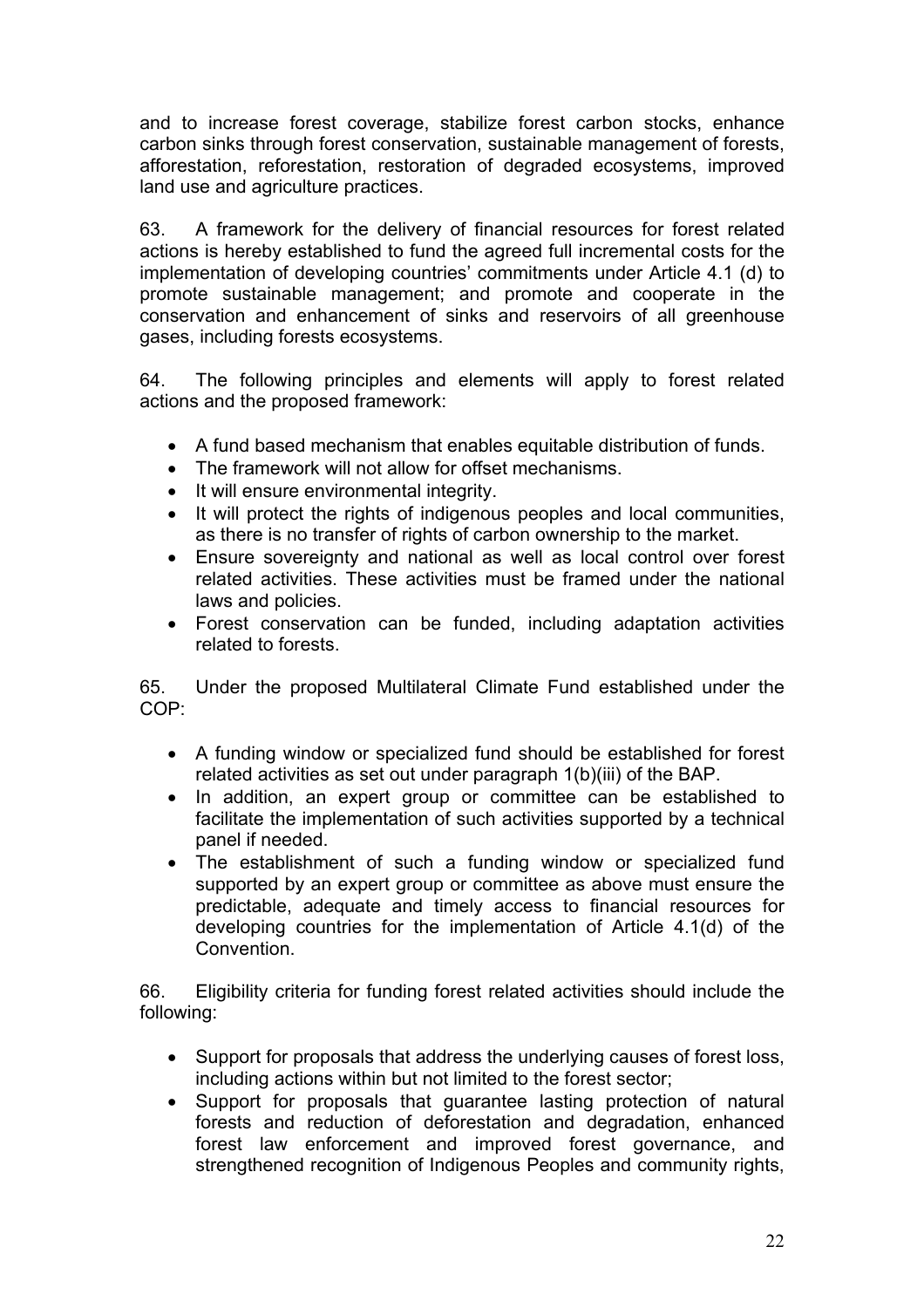and to increase forest coverage, stabilize forest carbon stocks, enhance carbon sinks through forest conservation, sustainable management of forests, afforestation, reforestation, restoration of degraded ecosystems, improved land use and agriculture practices.

63. A framework for the delivery of financial resources for forest related actions is hereby established to fund the agreed full incremental costs for the implementation of developing countries' commitments under Article 4.1 (d) to promote sustainable management; and promote and cooperate in the conservation and enhancement of sinks and reservoirs of all greenhouse gases, including forests ecosystems.

64. The following principles and elements will apply to forest related actions and the proposed framework:

- A fund based mechanism that enables equitable distribution of funds.
- The framework will not allow for offset mechanisms.
- It will ensure environmental integrity.
- It will protect the rights of indigenous peoples and local communities, as there is no transfer of rights of carbon ownership to the market.
- Ensure sovereignty and national as well as local control over forest related activities. These activities must be framed under the national laws and policies.
- Forest conservation can be funded, including adaptation activities related to forests.

65. Under the proposed Multilateral Climate Fund established under the COP:

- A funding window or specialized fund should be established for forest related activities as set out under paragraph 1(b)(iii) of the BAP.
- In addition, an expert group or committee can be established to facilitate the implementation of such activities supported by a technical panel if needed.
- The establishment of such a funding window or specialized fund supported by an expert group or committee as above must ensure the predictable, adequate and timely access to financial resources for developing countries for the implementation of Article 4.1(d) of the Convention.

66. Eligibility criteria for funding forest related activities should include the following:

- Support for proposals that address the underlying causes of forest loss, including actions within but not limited to the forest sector;
- Support for proposals that guarantee lasting protection of natural forests and reduction of deforestation and degradation, enhanced forest law enforcement and improved forest governance, and strengthened recognition of Indigenous Peoples and community rights,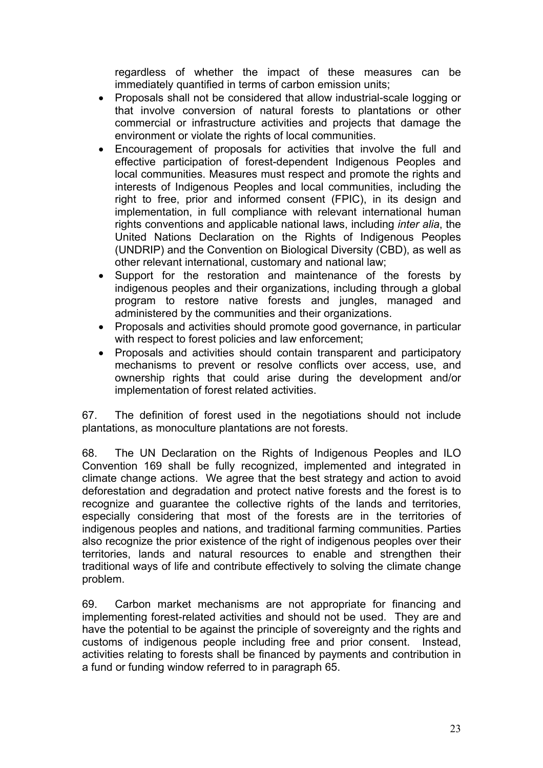regardless of whether the impact of these measures can be immediately quantified in terms of carbon emission units;

- Proposals shall not be considered that allow industrial-scale logging or that involve conversion of natural forests to plantations or other commercial or infrastructure activities and projects that damage the environment or violate the rights of local communities.
- Encouragement of proposals for activities that involve the full and effective participation of forest-dependent Indigenous Peoples and local communities. Measures must respect and promote the rights and interests of Indigenous Peoples and local communities, including the right to free, prior and informed consent (FPIC), in its design and implementation, in full compliance with relevant international human rights conventions and applicable national laws, including *inter alia*, the United Nations Declaration on the Rights of Indigenous Peoples (UNDRIP) and the Convention on Biological Diversity (CBD), as well as other relevant international, customary and national law;
- Support for the restoration and maintenance of the forests by indigenous peoples and their organizations, including through a global program to restore native forests and jungles, managed and administered by the communities and their organizations.
- Proposals and activities should promote good governance, in particular with respect to forest policies and law enforcement;
- Proposals and activities should contain transparent and participatory mechanisms to prevent or resolve conflicts over access, use, and ownership rights that could arise during the development and/or implementation of forest related activities.

67. The definition of forest used in the negotiations should not include plantations, as monoculture plantations are not forests.

68. The UN Declaration on the Rights of Indigenous Peoples and ILO Convention 169 shall be fully recognized, implemented and integrated in climate change actions. We agree that the best strategy and action to avoid deforestation and degradation and protect native forests and the forest is to recognize and guarantee the collective rights of the lands and territories, especially considering that most of the forests are in the territories of indigenous peoples and nations, and traditional farming communities. Parties also recognize the prior existence of the right of indigenous peoples over their territories, lands and natural resources to enable and strengthen their traditional ways of life and contribute effectively to solving the climate change problem.

69. Carbon market mechanisms are not appropriate for financing and implementing forest-related activities and should not be used. They are and have the potential to be against the principle of sovereignty and the rights and customs of indigenous people including free and prior consent. Instead, activities relating to forests shall be financed by payments and contribution in a fund or funding window referred to in paragraph 65.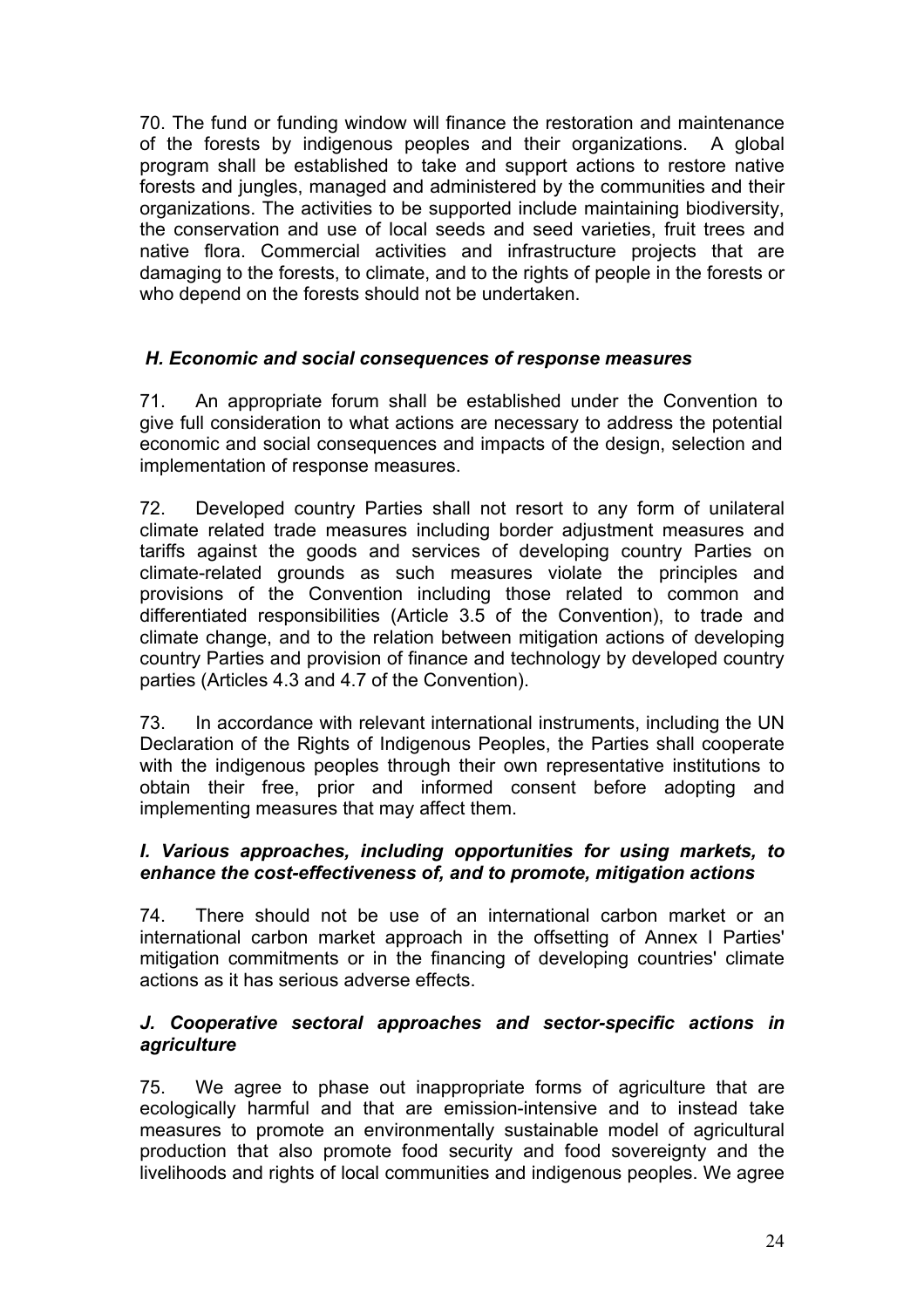70. The fund or funding window will finance the restoration and maintenance of the forests by indigenous peoples and their organizations. A global program shall be established to take and support actions to restore native forests and jungles, managed and administered by the communities and their organizations. The activities to be supported include maintaining biodiversity, the conservation and use of local seeds and seed varieties, fruit trees and native flora. Commercial activities and infrastructure projects that are damaging to the forests, to climate, and to the rights of people in the forests or who depend on the forests should not be undertaken.

### *H. Economic and social consequences of response measures*

71. An appropriate forum shall be established under the Convention to give full consideration to what actions are necessary to address the potential economic and social consequences and impacts of the design, selection and implementation of response measures.

72. Developed country Parties shall not resort to any form of unilateral climate related trade measures including border adjustment measures and tariffs against the goods and services of developing country Parties on climate-related grounds as such measures violate the principles and provisions of the Convention including those related to common and differentiated responsibilities (Article 3.5 of the Convention), to trade and climate change, and to the relation between mitigation actions of developing country Parties and provision of finance and technology by developed country parties (Articles 4.3 and 4.7 of the Convention).

73. In accordance with relevant international instruments, including the UN Declaration of the Rights of Indigenous Peoples, the Parties shall cooperate with the indigenous peoples through their own representative institutions to obtain their free, prior and informed consent before adopting and implementing measures that may affect them.

### *I. Various approaches, including opportunities for using markets, to enhance the cost-effectiveness of, and to promote, mitigation actions*

74. There should not be use of an international carbon market or an international carbon market approach in the offsetting of Annex I Parties' mitigation commitments or in the financing of developing countries' climate actions as it has serious adverse effects.

### *J. Cooperative sectoral approaches and sector-specific actions in agriculture*

75. We agree to phase out inappropriate forms of agriculture that are ecologically harmful and that are emission-intensive and to instead take measures to promote an environmentally sustainable model of agricultural production that also promote food security and food sovereignty and the livelihoods and rights of local communities and indigenous peoples. We agree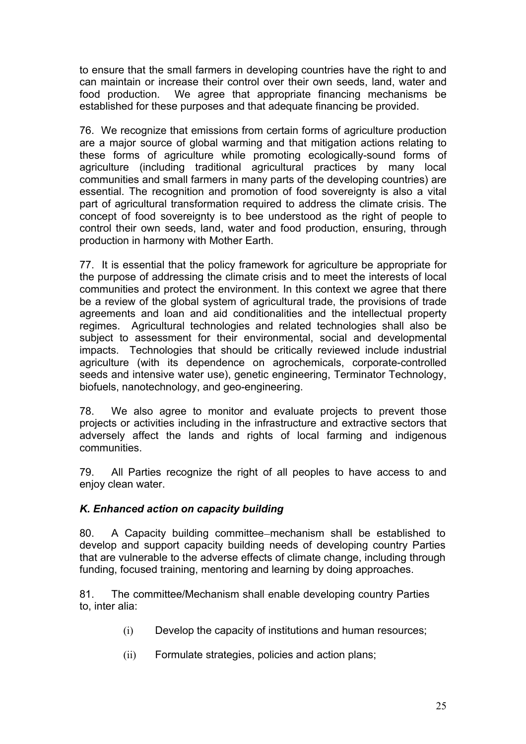to ensure that the small farmers in developing countries have the right to and can maintain or increase their control over their own seeds, land, water and food production. We agree that appropriate financing mechanisms be established for these purposes and that adequate financing be provided.

76. We recognize that emissions from certain forms of agriculture production are a major source of global warming and that mitigation actions relating to these forms of agriculture while promoting ecologically-sound forms of agriculture (including traditional agricultural practices by many local communities and small farmers in many parts of the developing countries) are essential. The recognition and promotion of food sovereignty is also a vital part of agricultural transformation required to address the climate crisis. The concept of food sovereignty is to bee understood as the right of people to control their own seeds, land, water and food production, ensuring, through production in harmony with Mother Earth.

77. It is essential that the policy framework for agriculture be appropriate for the purpose of addressing the climate crisis and to meet the interests of local communities and protect the environment. In this context we agree that there be a review of the global system of agricultural trade, the provisions of trade agreements and loan and aid conditionalities and the intellectual property regimes. Agricultural technologies and related technologies shall also be subject to assessment for their environmental, social and developmental impacts. Technologies that should be critically reviewed include industrial agriculture (with its dependence on agrochemicals, corporate-controlled seeds and intensive water use), genetic engineering, Terminator Technology, biofuels, nanotechnology, and geo-engineering.

78. We also agree to monitor and evaluate projects to prevent those projects or activities including in the infrastructure and extractive sectors that adversely affect the lands and rights of local farming and indigenous communities.

79. All Parties recognize the right of all peoples to have access to and enjoy clean water.

### *K. Enhanced action on capacity building*

80. A Capacity building committee–mechanism shall be established to develop and support capacity building needs of developing country Parties that are vulnerable to the adverse effects of climate change, including through funding, focused training, mentoring and learning by doing approaches.

81. The committee/Mechanism shall enable developing country Parties to, inter alia:

(i) Develop the capacity of institutions and human resources;

(ii) Formulate strategies, policies and action plans;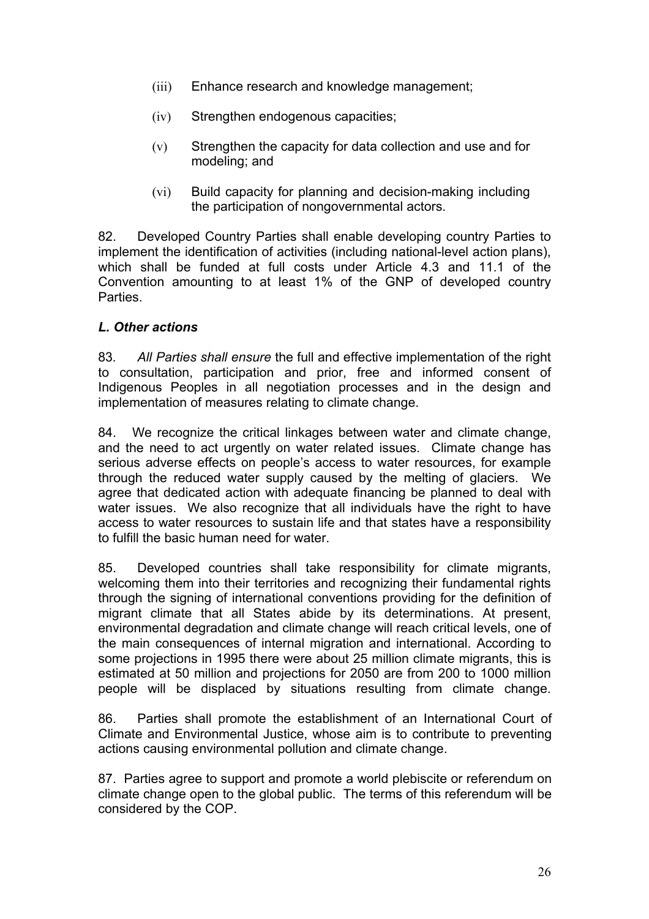(iii) Enhance research and knowledge management;

(iv) Strengthen endogenous capacities;

(v) Strengthen the capacity for data collection and use and for modeling; and

(vi) Build capacity for planning and decision-making including the participation of nongovernmental actors.

82. Developed Country Parties shall enable developing country Parties to implement the identification of activities (including national-level action plans), which shall be funded at full costs under Article 4.3 and 11.1 of the Convention amounting to at least 1% of the GNP of developed country Parties.

### *L. Other actions*

83. *All Parties shall ensure* the full and effective implementation of the right to consultation, participation and prior, free and informed consent of Indigenous Peoples in all negotiation processes and in the design and implementation of measures relating to climate change.

84. We recognize the critical linkages between water and climate change, and the need to act urgently on water related issues. Climate change has serious adverse effects on people's access to water resources, for example through the reduced water supply caused by the melting of glaciers. We agree that dedicated action with adequate financing be planned to deal with water issues. We also recognize that all individuals have the right to have access to water resources to sustain life and that states have a responsibility to fulfill the basic human need for water.

85. Developed countries shall take responsibility for climate migrants, welcoming them into their territories and recognizing their fundamental rights through the signing of international conventions providing for the definition of migrant climate that all States abide by its determinations. At present, environmental degradation and climate change will reach critical levels, one of the main consequences of internal migration and international. According to some projections in 1995 there were about 25 million climate migrants, this is estimated at 50 million and projections for 2050 are from 200 to 1000 million people will be displaced by situations resulting from climate change.

86. Parties shall promote the establishment of an International Court of Climate and Environmental Justice, whose aim is to contribute to preventing actions causing environmental pollution and climate change.

87. Parties agree to support and promote a world plebiscite or referendum on climate change open to the global public. The terms of this referendum will be considered by the COP.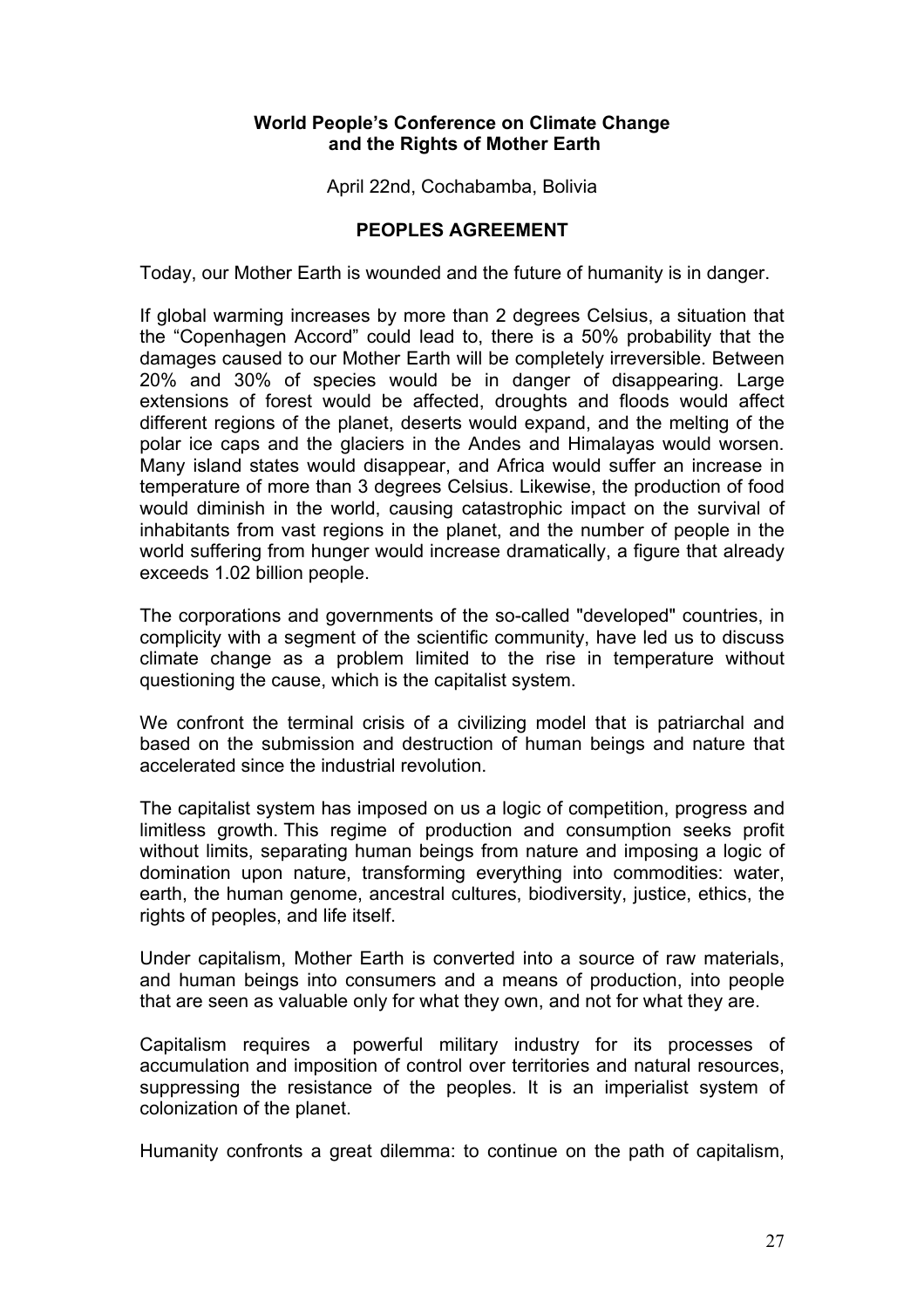**World People's Conference on Climate Change and the Rights of Mother Earth**

April 22nd, Cochabamba, Bolivia

**PEOPLES AGREEMENT**

Today, our Mother Earth is wounded and the future of humanity is in danger.

If global warming increases by more than 2 degrees Celsius, a situation that the "Copenhagen Accord" could lead to, there is a 50% probability that the damages caused to our Mother Earth will be completely irreversible. Between 20% and 30% of species would be in danger of disappearing. Large extensions of forest would be affected, droughts and floods would affect different regions of the planet, deserts would expand, and the melting of the polar ice caps and the glaciers in the Andes and Himalayas would worsen. Many island states would disappear, and Africa would suffer an increase in temperature of more than 3 degrees Celsius. Likewise, the production of food would diminish in the world, causing catastrophic impact on the survival of inhabitants from vast regions in the planet, and the number of people in the world suffering from hunger would increase dramatically, a figure that already exceeds 1.02 billion people.

The corporations and governments of the so-called "developed" countries, in complicity with a segment of the scientific community, have led us to discuss climate change as a problem limited to the rise in temperature without questioning the cause, which is the capitalist system.

We confront the terminal crisis of a civilizing model that is patriarchal and based on the submission and destruction of human beings and nature that accelerated since the industrial revolution.

The capitalist system has imposed on us a logic of competition, progress and limitless growth. This regime of production and consumption seeks profit without limits, separating human beings from nature and imposing a logic of domination upon nature, transforming everything into commodities: water, earth, the human genome, ancestral cultures, biodiversity, justice, ethics, the rights of peoples, and life itself.

Under capitalism, Mother Earth is converted into a source of raw materials, and human beings into consumers and a means of production, into people that are seen as valuable only for what they own, and not for what they are.

Capitalism requires a powerful military industry for its processes of accumulation and imposition of control over territories and natural resources, suppressing the resistance of the peoples. It is an imperialist system of colonization of the planet.

Humanity confronts a great dilemma: to continue on the path of capitalism,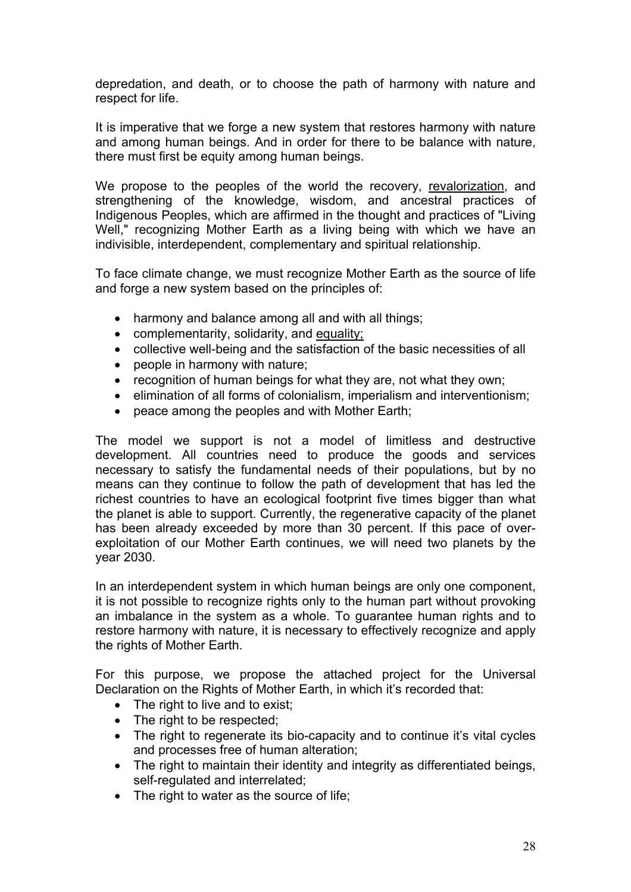depredation, and death, or to choose the path of harmony with nature and respect for life.

It is imperative that we forge a new system that restores harmony with nature and among human beings. And in order for there to be balance with nature, there must first be equity among human beings.

We propose to the peoples of the world the recovery, revalorization, and strengthening of the knowledge, wisdom, and ancestral practices of Indigenous Peoples, which are affirmed in the thought and practices of "Living Well," recognizing Mother Earth as a living being with which we have an indivisible, interdependent, complementary and spiritual relationship.

To face climate change, we must recognize Mother Earth as the source of life and forge a new system based on the principles of:

- harmony and balance among all and with all things;
- complementarity, solidarity, and equality;
- collective well-being and the satisfaction of the basic necessities of all
- people in harmony with nature;
- recognition of human beings for what they are, not what they own;
- elimination of all forms of colonialism, imperialism and interventionism;
- peace among the peoples and with Mother Earth;

The model we support is not a model of limitless and destructive development. All countries need to produce the goods and services necessary to satisfy the fundamental needs of their populations, but by no means can they continue to follow the path of development that has led the richest countries to have an ecological footprint five times bigger than what the planet is able to support. Currently, the regenerative capacity of the planet has been already exceeded by more than 30 percent. If this pace of over-exploitation of our Mother Earth continues, we will need two planets by the year 2030.

In an interdependent system in which human beings are only one component, it is not possible to recognize rights only to the human part without provoking an imbalance in the system as a whole. To guarantee human rights and to restore harmony with nature, it is necessary to effectively recognize and apply the rights of Mother Earth.

For this purpose, we propose the attached project for the Universal Declaration on the Rights of Mother Earth, in which it's recorded that:

- The right to live and to exist;
- The right to be respected;
- The right to regenerate its bio-capacity and to continue it's vital cycles and processes free of human alteration;
- The right to maintain their identity and integrity as differentiated beings, self-regulated and interrelated;
- The right to water as the source of life;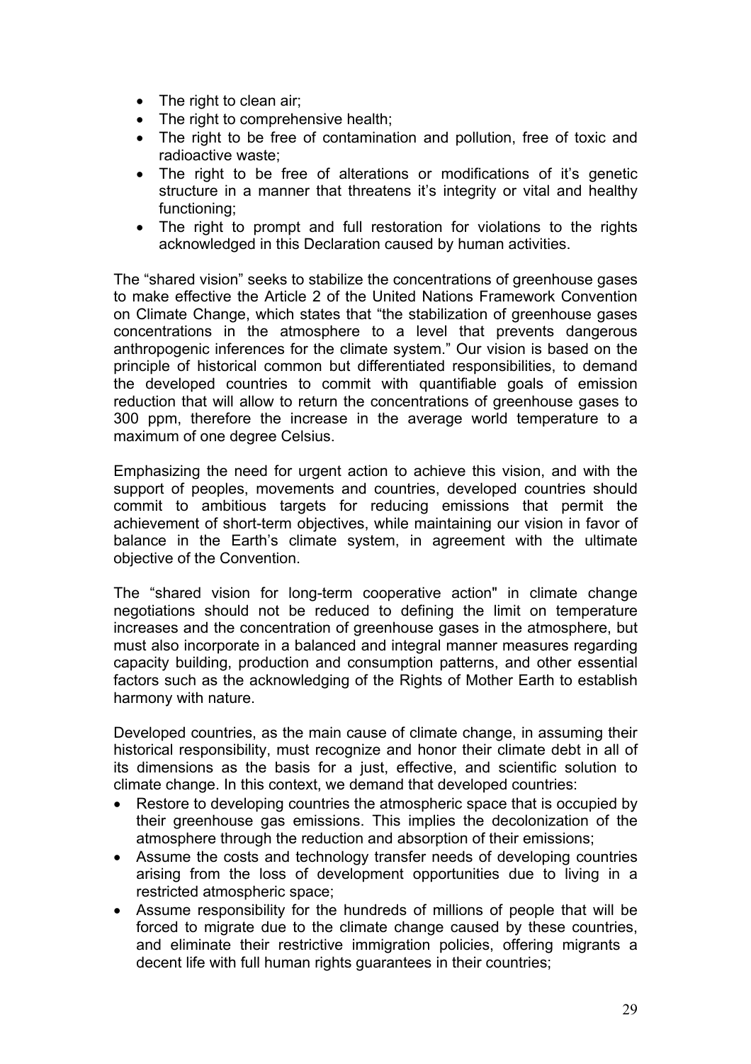- The right to clean air;
- The right to comprehensive health;
- The right to be free of contamination and pollution, free of toxic and radioactive waste;
- The right to be free of alterations or modifications of it's genetic structure in a manner that threatens it's integrity or vital and healthy functioning;
- The right to prompt and full restoration for violations to the rights acknowledged in this Declaration caused by human activities.

The "shared vision" seeks to stabilize the concentrations of greenhouse gases to make effective the Article 2 of the United Nations Framework Convention on Climate Change, which states that "the stabilization of greenhouse gases concentrations in the atmosphere to a level that prevents dangerous anthropogenic inferences for the climate system." Our vision is based on the principle of historical common but differentiated responsibilities, to demand the developed countries to commit with quantifiable goals of emission reduction that will allow to return the concentrations of greenhouse gases to 300 ppm, therefore the increase in the average world temperature to a maximum of one degree Celsius.

Emphasizing the need for urgent action to achieve this vision, and with the support of peoples, movements and countries, developed countries should commit to ambitious targets for reducing emissions that permit the achievement of short-term objectives, while maintaining our vision in favor of balance in the Earth's climate system, in agreement with the ultimate objective of the Convention.

The "shared vision for long-term cooperative action" in climate change negotiations should not be reduced to defining the limit on temperature increases and the concentration of greenhouse gases in the atmosphere, but must also incorporate in a balanced and integral manner measures regarding capacity building, production and consumption patterns, and other essential factors such as the acknowledging of the Rights of Mother Earth to establish harmony with nature.

Developed countries, as the main cause of climate change, in assuming their historical responsibility, must recognize and honor their climate debt in all of its dimensions as the basis for a just, effective, and scientific solution to climate change. In this context, we demand that developed countries:

- Restore to developing countries the atmospheric space that is occupied by their greenhouse gas emissions. This implies the decolonization of the atmosphere through the reduction and absorption of their emissions;
- Assume the costs and technology transfer needs of developing countries arising from the loss of development opportunities due to living in a restricted atmospheric space;
- Assume responsibility for the hundreds of millions of people that will be forced to migrate due to the climate change caused by these countries, and eliminate their restrictive immigration policies, offering migrants a decent life with full human rights guarantees in their countries;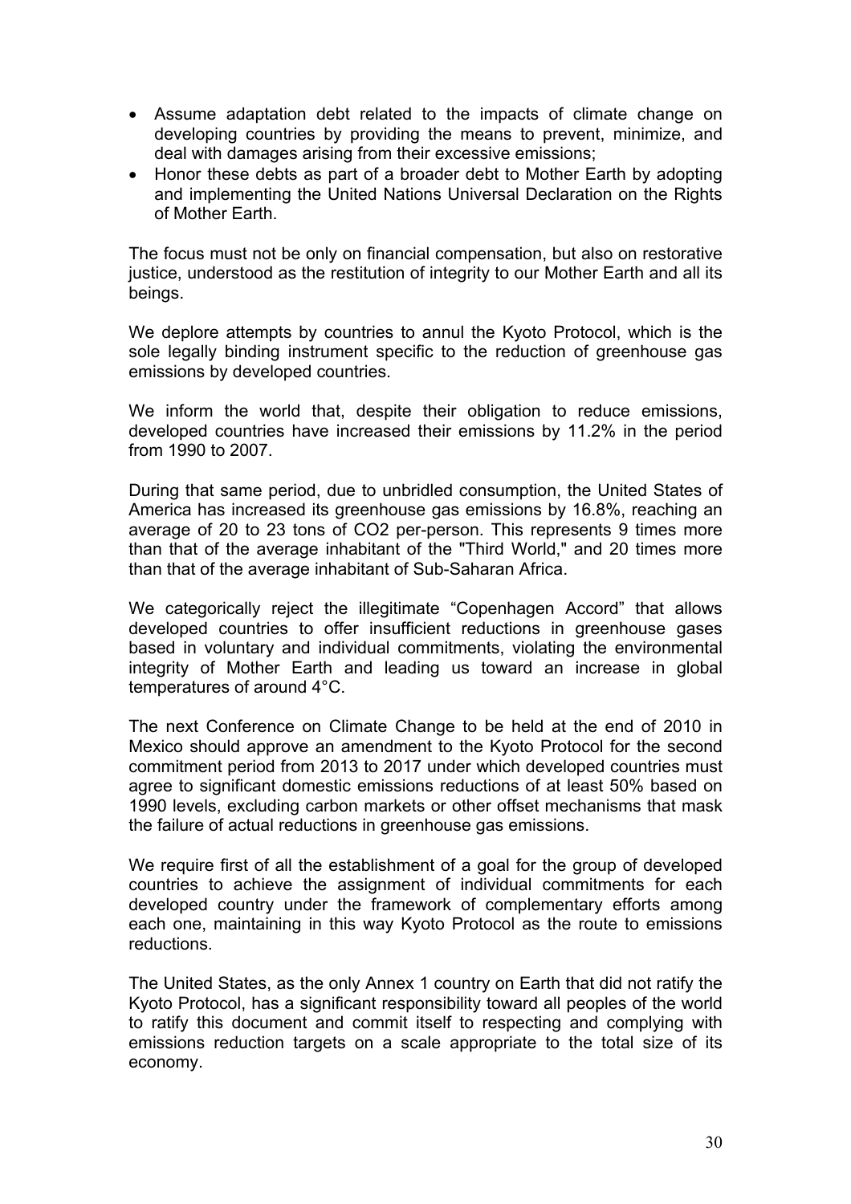- Assume adaptation debt related to the impacts of climate change on developing countries by providing the means to prevent, minimize, and deal with damages arising from their excessive emissions;
- Honor these debts as part of a broader debt to Mother Earth by adopting and implementing the United Nations Universal Declaration on the Rights of Mother Earth.

The focus must not be only on financial compensation, but also on restorative justice, understood as the restitution of integrity to our Mother Earth and all its beings.

We deplore attempts by countries to annul the Kyoto Protocol, which is the sole legally binding instrument specific to the reduction of greenhouse gas emissions by developed countries.

We inform the world that, despite their obligation to reduce emissions, developed countries have increased their emissions by 11.2% in the period from 1990 to 2007.

During that same period, due to unbridled consumption, the United States of America has increased its greenhouse gas emissions by 16.8%, reaching an average of 20 to 23 tons of $CO_2$ per-person. This represents 9 times more than that of the average inhabitant of the "Third World," and 20 times more than that of the average inhabitant of Sub-Saharan Africa.

We categorically reject the illegitimate "Copenhagen Accord" that allows developed countries to offer insufficient reductions in greenhouse gases based in voluntary and individual commitments, violating the environmental integrity of Mother Earth and leading us toward an increase in global temperatures of around 4°C.

The next Conference on Climate Change to be held at the end of 2010 in Mexico should approve an amendment to the Kyoto Protocol for the second commitment period from 2013 to 2017 under which developed countries must agree to significant domestic emissions reductions of at least 50% based on 1990 levels, excluding carbon markets or other offset mechanisms that mask the failure of actual reductions in greenhouse gas emissions.

We require first of all the establishment of a goal for the group of developed countries to achieve the assignment of individual commitments for each developed country under the framework of complementary efforts among each one, maintaining in this way Kyoto Protocol as the route to emissions reductions.

The United States, as the only Annex 1 country on Earth that did not ratify the Kyoto Protocol, has a significant responsibility toward all peoples of the world to ratify this document and commit itself to respecting and complying with emissions reduction targets on a scale appropriate to the total size of its economy.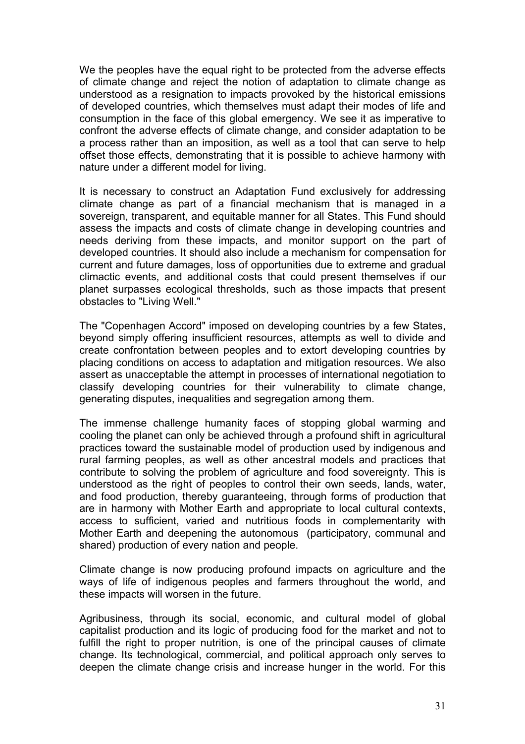We the peoples have the equal right to be protected from the adverse effects of climate change and reject the notion of adaptation to climate change as understood as a resignation to impacts provoked by the historical emissions of developed countries, which themselves must adapt their modes of life and consumption in the face of this global emergency. We see it as imperative to confront the adverse effects of climate change, and consider adaptation to be a process rather than an imposition, as well as a tool that can serve to help offset those effects, demonstrating that it is possible to achieve harmony with nature under a different model for living.

It is necessary to construct an Adaptation Fund exclusively for addressing climate change as part of a financial mechanism that is managed in a sovereign, transparent, and equitable manner for all States. This Fund should assess the impacts and costs of climate change in developing countries and needs deriving from these impacts, and monitor support on the part of developed countries. It should also include a mechanism for compensation for current and future damages, loss of opportunities due to extreme and gradual climactic events, and additional costs that could present themselves if our planet surpasses ecological thresholds, such as those impacts that present obstacles to "Living Well."

The "Copenhagen Accord" imposed on developing countries by a few States, beyond simply offering insufficient resources, attempts as well to divide and create confrontation between peoples and to extort developing countries by placing conditions on access to adaptation and mitigation resources. We also assert as unacceptable the attempt in processes of international negotiation to classify developing countries for their vulnerability to climate change, generating disputes, inequalities and segregation among them.

The immense challenge humanity faces of stopping global warming and cooling the planet can only be achieved through a profound shift in agricultural practices toward the sustainable model of production used by indigenous and rural farming peoples, as well as other ancestral models and practices that contribute to solving the problem of agriculture and food sovereignty. This is understood as the right of peoples to control their own seeds, lands, water, and food production, thereby guaranteeing, through forms of production that are in harmony with Mother Earth and appropriate to local cultural contexts, access to sufficient, varied and nutritious foods in complementarity with Mother Earth and deepening the autonomous (participatory, communal and shared) production of every nation and people.

Climate change is now producing profound impacts on agriculture and the ways of life of indigenous peoples and farmers throughout the world, and these impacts will worsen in the future.

Agribusiness, through its social, economic, and cultural model of global capitalist production and its logic of producing food for the market and not to fulfill the right to proper nutrition, is one of the principal causes of climate change. Its technological, commercial, and political approach only serves to deepen the climate change crisis and increase hunger in the world. For this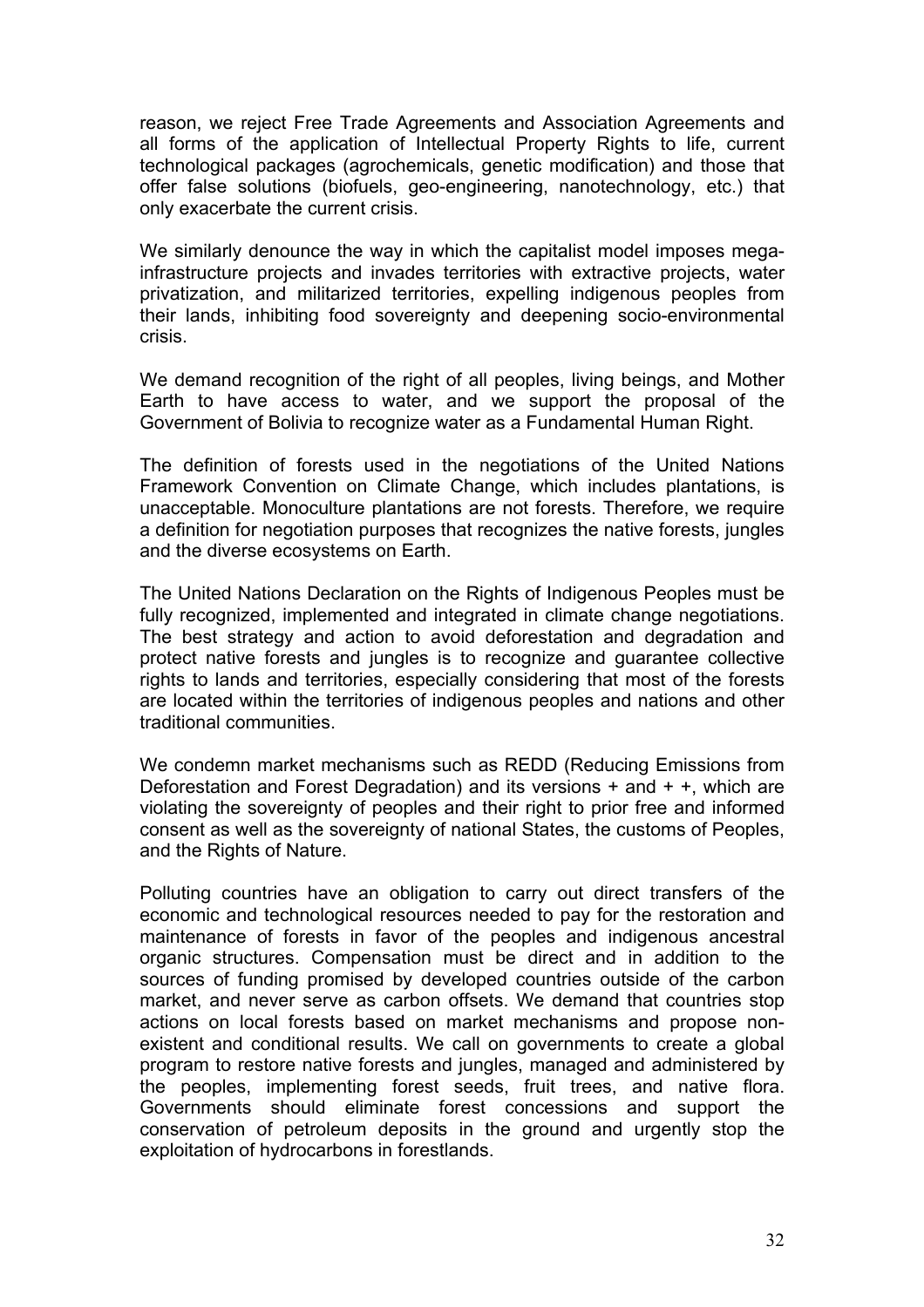reason, we reject Free Trade Agreements and Association Agreements and all forms of the application of Intellectual Property Rights to life, current technological packages (agrochemicals, genetic modification) and those that offer false solutions (biofuels, geo-engineering, nanotechnology, etc.) that only exacerbate the current crisis.

We similarly denounce the way in which the capitalist model imposes mega-infrastructure projects and invades territories with extractive projects, water privatization, and militarized territories, expelling indigenous peoples from their lands, inhibiting food sovereignty and deepening socio-environmental crisis.

We demand recognition of the right of all peoples, living beings, and Mother Earth to have access to water, and we support the proposal of the Government of Bolivia to recognize water as a Fundamental Human Right.

The definition of forests used in the negotiations of the United Nations Framework Convention on Climate Change, which includes plantations, is unacceptable. Monoculture plantations are not forests. Therefore, we require a definition for negotiation purposes that recognizes the native forests, jungles and the diverse ecosystems on Earth.

The United Nations Declaration on the Rights of Indigenous Peoples must be fully recognized, implemented and integrated in climate change negotiations. The best strategy and action to avoid deforestation and degradation and protect native forests and jungles is to recognize and guarantee collective rights to lands and territories, especially considering that most of the forests are located within the territories of indigenous peoples and nations and other traditional communities.

We condemn market mechanisms such as REDD (Reducing Emissions from Deforestation and Forest Degradation) and its versions + and + +, which are violating the sovereignty of peoples and their right to prior free and informed consent as well as the sovereignty of national States, the customs of Peoples, and the Rights of Nature.

Polluting countries have an obligation to carry out direct transfers of the economic and technological resources needed to pay for the restoration and maintenance of forests in favor of the peoples and indigenous ancestral organic structures. Compensation must be direct and in addition to the sources of funding promised by developed countries outside of the carbon market, and never serve as carbon offsets. We demand that countries stop actions on local forests based on market mechanisms and propose non-existent and conditional results. We call on governments to create a global program to restore native forests and jungles, managed and administered by the peoples, implementing forest seeds, fruit trees, and native flora. Governments should eliminate forest concessions and support the conservation of petroleum deposits in the ground and urgently stop the exploitation of hydrocarbons in forestlands.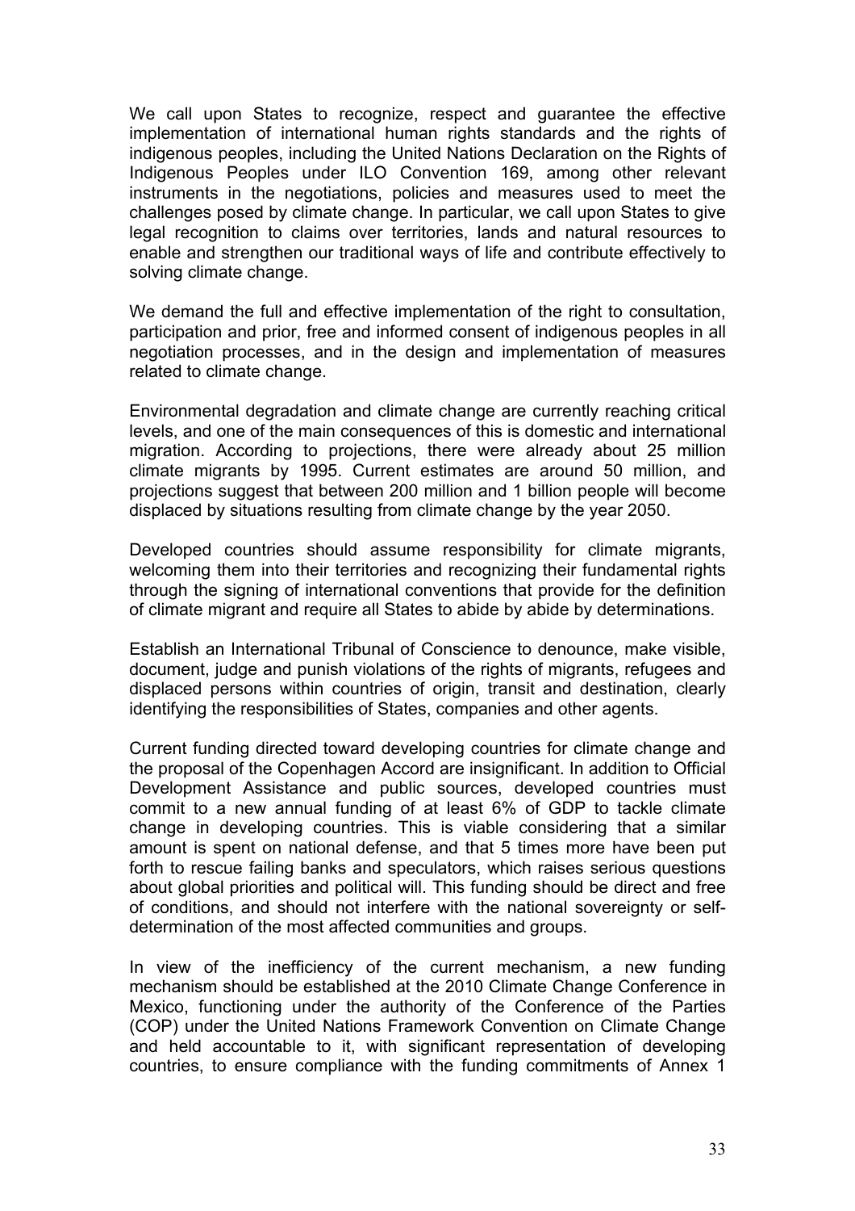We call upon States to recognize, respect and guarantee the effective implementation of international human rights standards and the rights of indigenous peoples, including the United Nations Declaration on the Rights of Indigenous Peoples under ILO Convention 169, among other relevant instruments in the negotiations, policies and measures used to meet the challenges posed by climate change. In particular, we call upon States to give legal recognition to claims over territories, lands and natural resources to enable and strengthen our traditional ways of life and contribute effectively to solving climate change.

We demand the full and effective implementation of the right to consultation, participation and prior, free and informed consent of indigenous peoples in all negotiation processes, and in the design and implementation of measures related to climate change.

Environmental degradation and climate change are currently reaching critical levels, and one of the main consequences of this is domestic and international migration. According to projections, there were already about 25 million climate migrants by 1995. Current estimates are around 50 million, and projections suggest that between 200 million and 1 billion people will become displaced by situations resulting from climate change by the year 2050.

Developed countries should assume responsibility for climate migrants, welcoming them into their territories and recognizing their fundamental rights through the signing of international conventions that provide for the definition of climate migrant and require all States to abide by abide by determinations.

Establish an International Tribunal of Conscience to denounce, make visible, document, judge and punish violations of the rights of migrants, refugees and displaced persons within countries of origin, transit and destination, clearly identifying the responsibilities of States, companies and other agents.

Current funding directed toward developing countries for climate change and the proposal of the Copenhagen Accord are insignificant. In addition to Official Development Assistance and public sources, developed countries must commit to a new annual funding of at least 6% of GDP to tackle climate change in developing countries. This is viable considering that a similar amount is spent on national defense, and that 5 times more have been put forth to rescue failing banks and speculators, which raises serious questions about global priorities and political will. This funding should be direct and free of conditions, and should not interfere with the national sovereignty or self-determination of the most affected communities and groups.

In view of the inefficiency of the current mechanism, a new funding mechanism should be established at the 2010 Climate Change Conference in Mexico, functioning under the authority of the Conference of the Parties (COP) under the United Nations Framework Convention on Climate Change and held accountable to it, with significant representation of developing countries, to ensure compliance with the funding commitments of Annex 1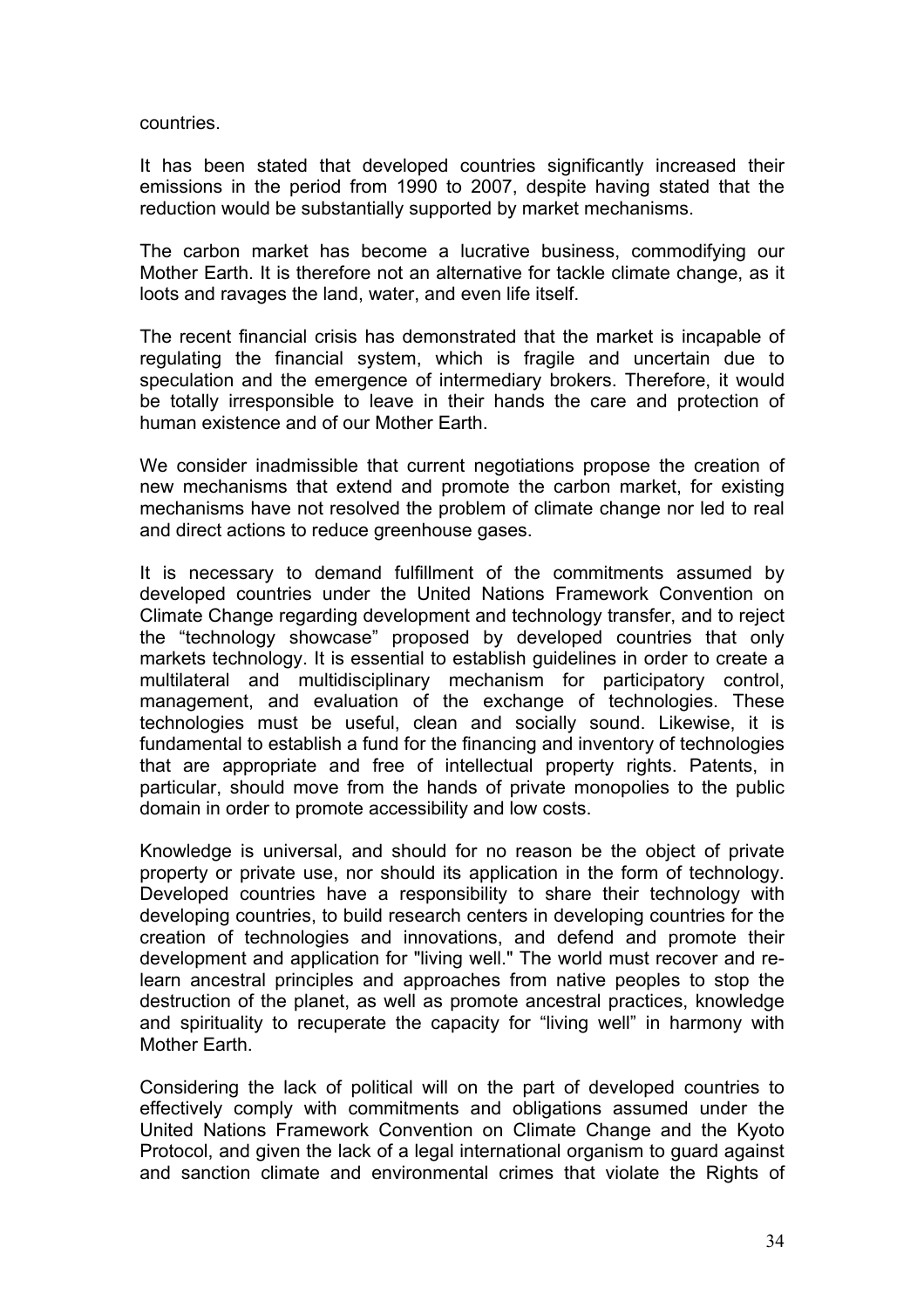countries.

It has been stated that developed countries significantly increased their emissions in the period from 1990 to 2007, despite having stated that the reduction would be substantially supported by market mechanisms.

The carbon market has become a lucrative business, commodifying our Mother Earth. It is therefore not an alternative for tackle climate change, as it loots and ravages the land, water, and even life itself.

The recent financial crisis has demonstrated that the market is incapable of regulating the financial system, which is fragile and uncertain due to speculation and the emergence of intermediary brokers. Therefore, it would be totally irresponsible to leave in their hands the care and protection of human existence and of our Mother Earth.

We consider inadmissible that current negotiations propose the creation of new mechanisms that extend and promote the carbon market, for existing mechanisms have not resolved the problem of climate change nor led to real and direct actions to reduce greenhouse gases.

It is necessary to demand fulfillment of the commitments assumed by developed countries under the United Nations Framework Convention on Climate Change regarding development and technology transfer, and to reject the "technology showcase" proposed by developed countries that only markets technology. It is essential to establish guidelines in order to create a multilateral and multidisciplinary mechanism for participatory control, management, and evaluation of the exchange of technologies. These technologies must be useful, clean and socially sound. Likewise, it is fundamental to establish a fund for the financing and inventory of technologies that are appropriate and free of intellectual property rights. Patents, in particular, should move from the hands of private monopolies to the public domain in order to promote accessibility and low costs.

Knowledge is universal, and should for no reason be the object of private property or private use, nor should its application in the form of technology. Developed countries have a responsibility to share their technology with developing countries, to build research centers in developing countries for the creation of technologies and innovations, and defend and promote their development and application for "living well." The world must recover and re-learn ancestral principles and approaches from native peoples to stop the destruction of the planet, as well as promote ancestral practices, knowledge and spirituality to recuperate the capacity for "living well" in harmony with Mother Earth.

Considering the lack of political will on the part of developed countries to effectively comply with commitments and obligations assumed under the United Nations Framework Convention on Climate Change and the Kyoto Protocol, and given the lack of a legal international organism to guard against and sanction climate and environmental crimes that violate the Rights of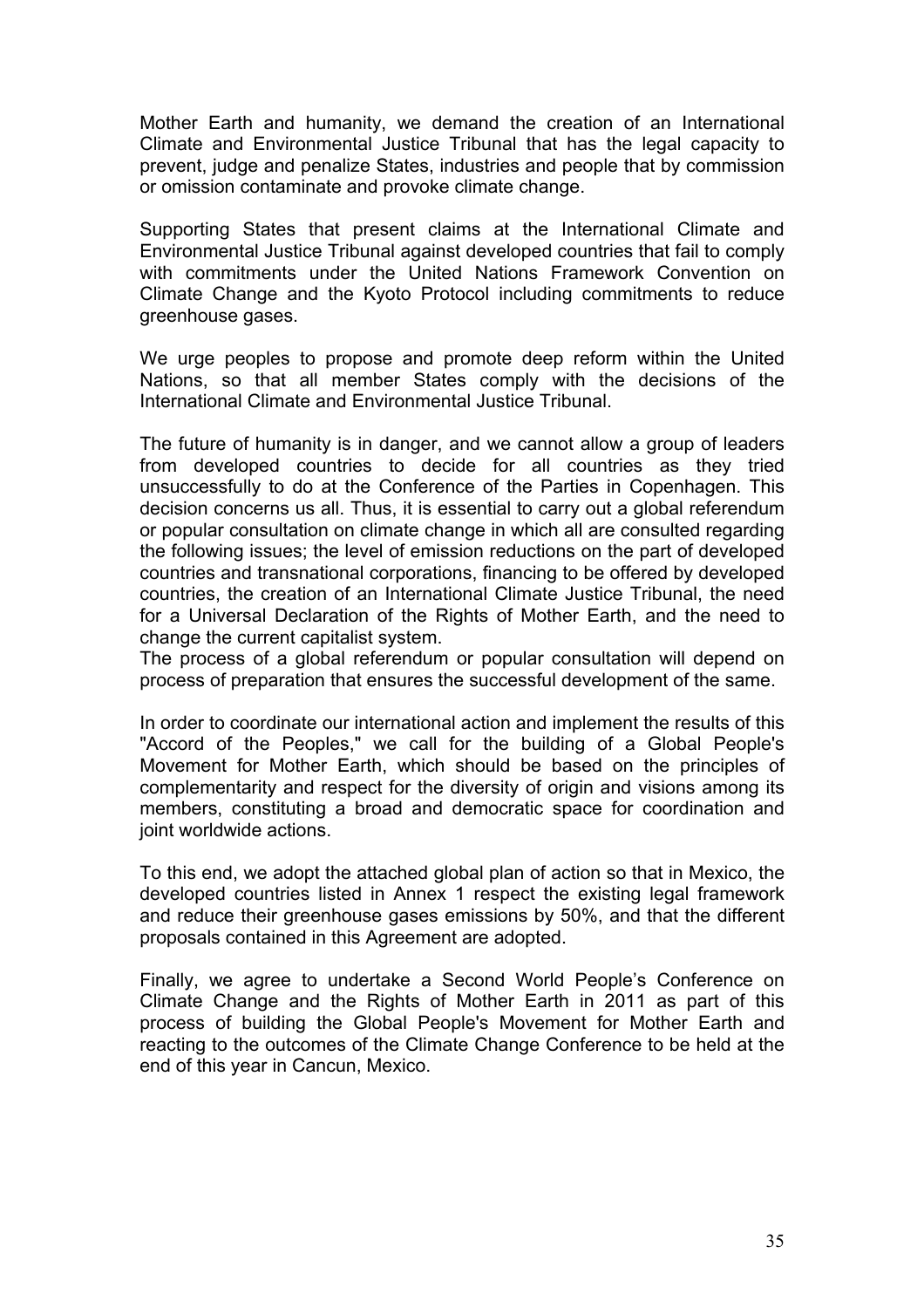Mother Earth and humanity, we demand the creation of an International Climate and Environmental Justice Tribunal that has the legal capacity to prevent, judge and penalize States, industries and people that by commission or omission contaminate and provoke climate change.

Supporting States that present claims at the International Climate and Environmental Justice Tribunal against developed countries that fail to comply with commitments under the United Nations Framework Convention on Climate Change and the Kyoto Protocol including commitments to reduce greenhouse gases.

We urge peoples to propose and promote deep reform within the United Nations, so that all member States comply with the decisions of the International Climate and Environmental Justice Tribunal.

The future of humanity is in danger, and we cannot allow a group of leaders from developed countries to decide for all countries as they tried unsuccessfully to do at the Conference of the Parties in Copenhagen. This decision concerns us all. Thus, it is essential to carry out a global referendum or popular consultation on climate change in which all are consulted regarding the following issues; the level of emission reductions on the part of developed countries and transnational corporations, financing to be offered by developed countries, the creation of an International Climate Justice Tribunal, the need for a Universal Declaration of the Rights of Mother Earth, and the need to change the current capitalist system.
The process of a global referendum or popular consultation will depend on process of preparation that ensures the successful development of the same.

In order to coordinate our international action and implement the results of this "Accord of the Peoples," we call for the building of a Global People's Movement for Mother Earth, which should be based on the principles of complementarity and respect for the diversity of origin and visions among its members, constituting a broad and democratic space for coordination and joint worldwide actions.

To this end, we adopt the attached global plan of action so that in Mexico, the developed countries listed in Annex 1 respect the existing legal framework and reduce their greenhouse gases emissions by 50%, and that the different proposals contained in this Agreement are adopted.

Finally, we agree to undertake a Second World People's Conference on Climate Change and the Rights of Mother Earth in 2011 as part of this process of building the Global People's Movement for Mother Earth and reacting to the outcomes of the Climate Change Conference to be held at the end of this year in Cancun, Mexico.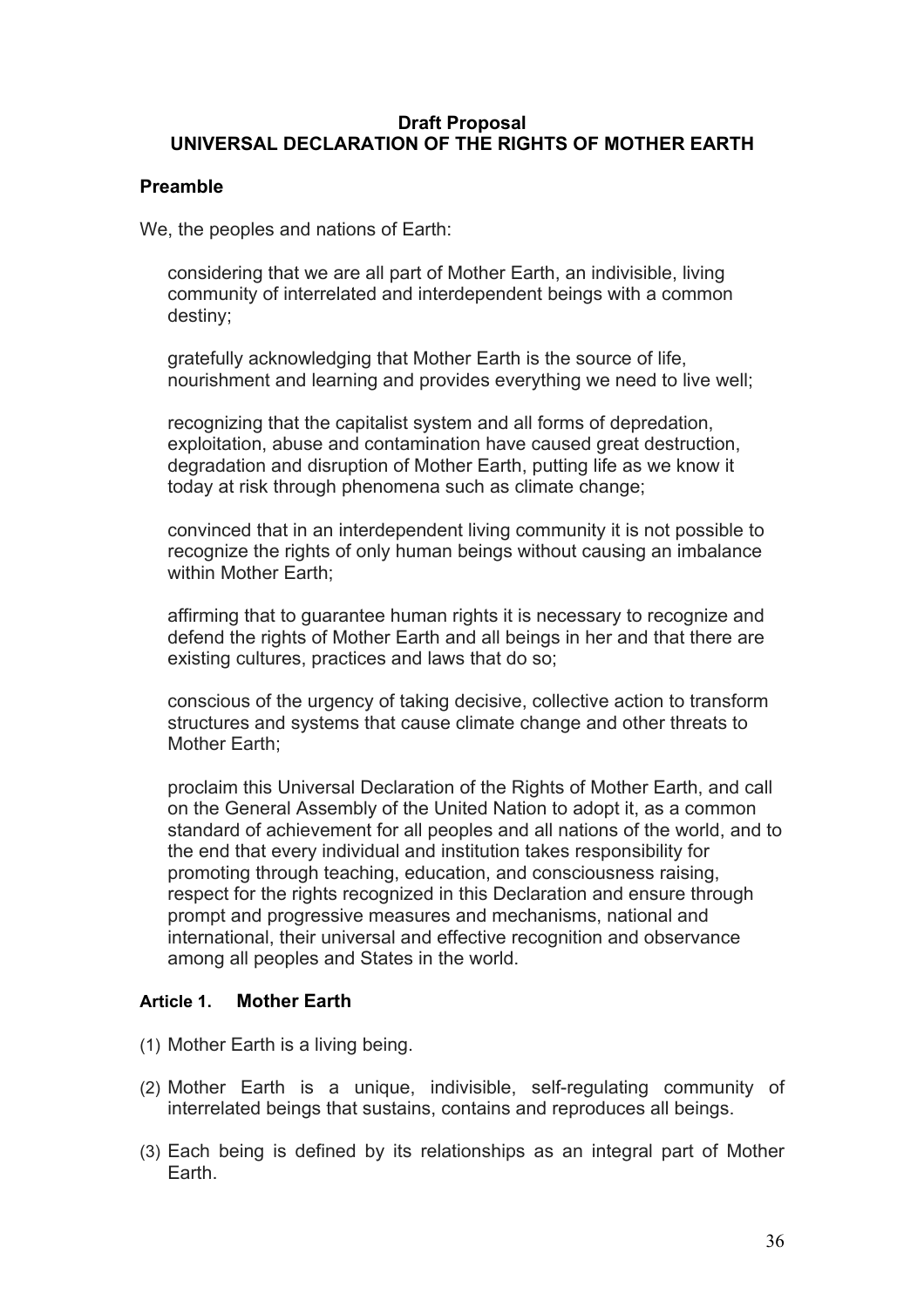**Draft Proposal**
**UNIVERSAL DECLARATION OF THE RIGHTS OF MOTHER EARTH**

## Preamble

We, the peoples and nations of Earth:

considering that we are all part of Mother Earth, an indivisible, living community of interrelated and interdependent beings with a common destiny;

gratefully acknowledging that Mother Earth is the source of life, nourishment and learning and provides everything we need to live well;

recognizing that the capitalist system and all forms of depredation, exploitation, abuse and contamination have caused great destruction, degradation and disruption of Mother Earth, putting life as we know it today at risk through phenomena such as climate change;

convinced that in an interdependent living community it is not possible to recognize the rights of only human beings without causing an imbalance within Mother Earth;

affirming that to guarantee human rights it is necessary to recognize and defend the rights of Mother Earth and all beings in her and that there are existing cultures, practices and laws that do so;

conscious of the urgency of taking decisive, collective action to transform structures and systems that cause climate change and other threats to Mother Earth;

proclaim this Universal Declaration of the Rights of Mother Earth, and call on the General Assembly of the United Nation to adopt it, as a common standard of achievement for all peoples and all nations of the world, and to the end that every individual and institution takes responsibility for promoting through teaching, education, and consciousness raising, respect for the rights recognized in this Declaration and ensure through prompt and progressive measures and mechanisms, national and international, their universal and effective recognition and observance among all peoples and States in the world.

### Article 1. Mother Earth

(1) Mother Earth is a living being.

(2) Mother Earth is a unique, indivisible, self-regulating community of interrelated beings that sustains, contains and reproduces all beings.

(3) Each being is defined by its relationships as an integral part of Mother Earth.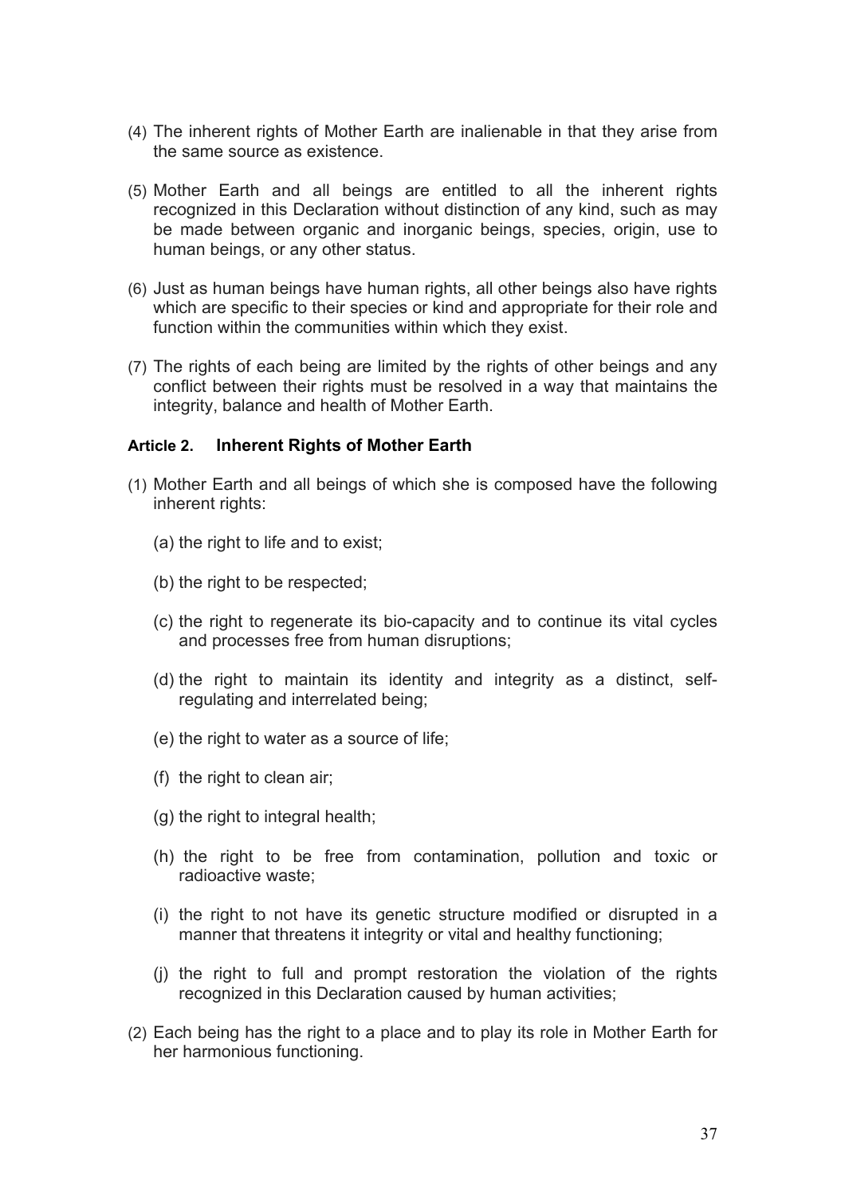(4) The inherent rights of Mother Earth are inalienable in that they arise from the same source as existence.

(5) Mother Earth and all beings are entitled to all the inherent rights recognized in this Declaration without distinction of any kind, such as may be made between organic and inorganic beings, species, origin, use to human beings, or any other status.

(6) Just as human beings have human rights, all other beings also have rights which are specific to their species or kind and appropriate for their role and function within the communities within which they exist.

(7) The rights of each being are limited by the rights of other beings and any conflict between their rights must be resolved in a way that maintains the integrity, balance and health of Mother Earth.

### Article 2. Inherent Rights of Mother Earth

(1) Mother Earth and all beings of which she is composed have the following inherent rights:

(a) the right to life and to exist;

(b) the right to be respected;

(c) the right to regenerate its bio-capacity and to continue its vital cycles and processes free from human disruptions;

(d) the right to maintain its identity and integrity as a distinct, self-regulating and interrelated being;

(e) the right to water as a source of life;

(f) the right to clean air;

(g) the right to integral health;

(h) the right to be free from contamination, pollution and toxic or radioactive waste;

(i) the right to not have its genetic structure modified or disrupted in a manner that threatens it integrity or vital and healthy functioning;

(j) the right to full and prompt restoration the violation of the rights recognized in this Declaration caused by human activities;

(2) Each being has the right to a place and to play its role in Mother Earth for her harmonious functioning.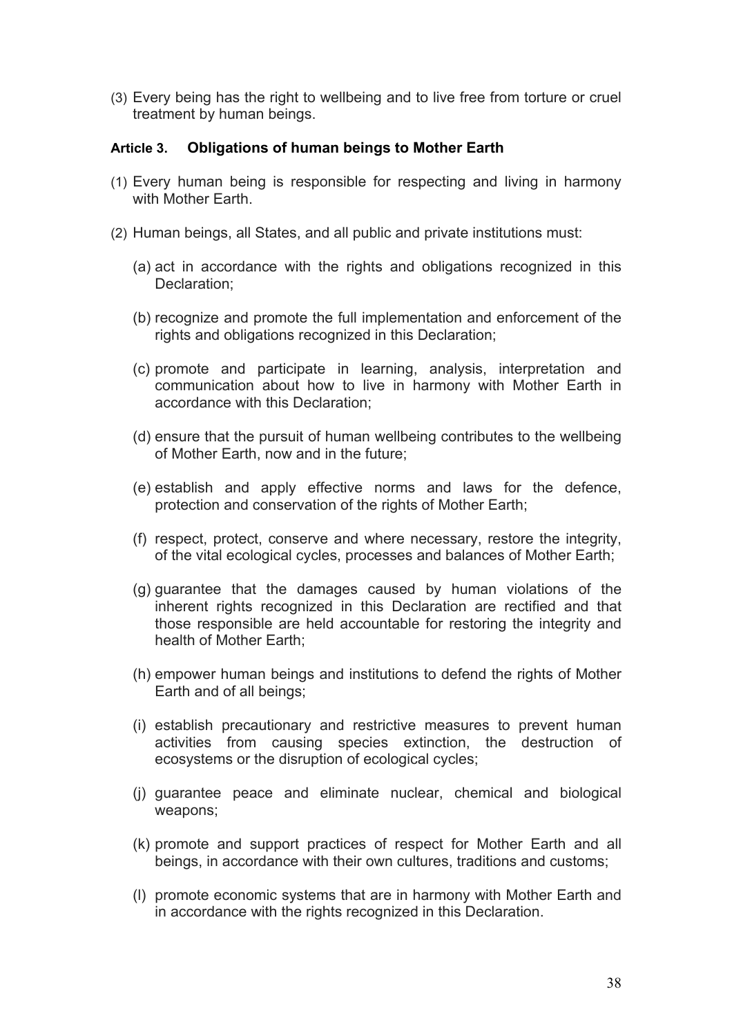(3) Every being has the right to wellbeing and to live free from torture or cruel treatment by human beings.

### Article 3. Obligations of human beings to Mother Earth

(1) Every human being is responsible for respecting and living in harmony with Mother Earth.

(2) Human beings, all States, and all public and private institutions must:

   (a) act in accordance with the rights and obligations recognized in this Declaration;

   (b) recognize and promote the full implementation and enforcement of the rights and obligations recognized in this Declaration;

   (c) promote and participate in learning, analysis, interpretation and communication about how to live in harmony with Mother Earth in accordance with this Declaration;

   (d) ensure that the pursuit of human wellbeing contributes to the wellbeing of Mother Earth, now and in the future;

   (e) establish and apply effective norms and laws for the defence, protection and conservation of the rights of Mother Earth;

   (f) respect, protect, conserve and where necessary, restore the integrity, of the vital ecological cycles, processes and balances of Mother Earth;

   (g) guarantee that the damages caused by human violations of the inherent rights recognized in this Declaration are rectified and that those responsible are held accountable for restoring the integrity and health of Mother Earth;

   (h) empower human beings and institutions to defend the rights of Mother Earth and of all beings;

   (i) establish precautionary and restrictive measures to prevent human activities from causing species extinction, the destruction of ecosystems or the disruption of ecological cycles;

   (j) guarantee peace and eliminate nuclear, chemical and biological weapons;

   (k) promote and support practices of respect for Mother Earth and all beings, in accordance with their own cultures, traditions and customs;

   (l) promote economic systems that are in harmony with Mother Earth and in accordance with the rights recognized in this Declaration.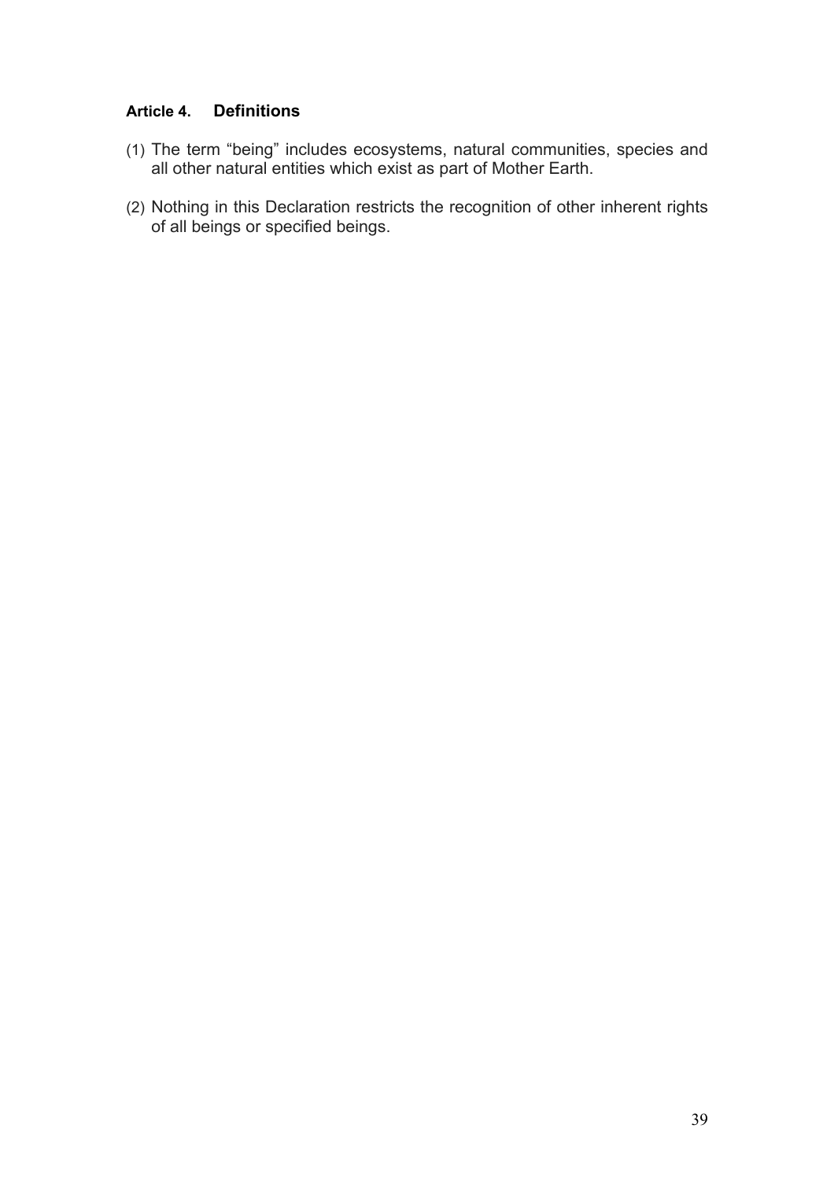### Article 4. Definitions

(1) The term "being" includes ecosystems, natural communities, species and all other natural entities which exist as part of Mother Earth.

(2) Nothing in this Declaration restricts the recognition of other inherent rights of all beings or specified beings.